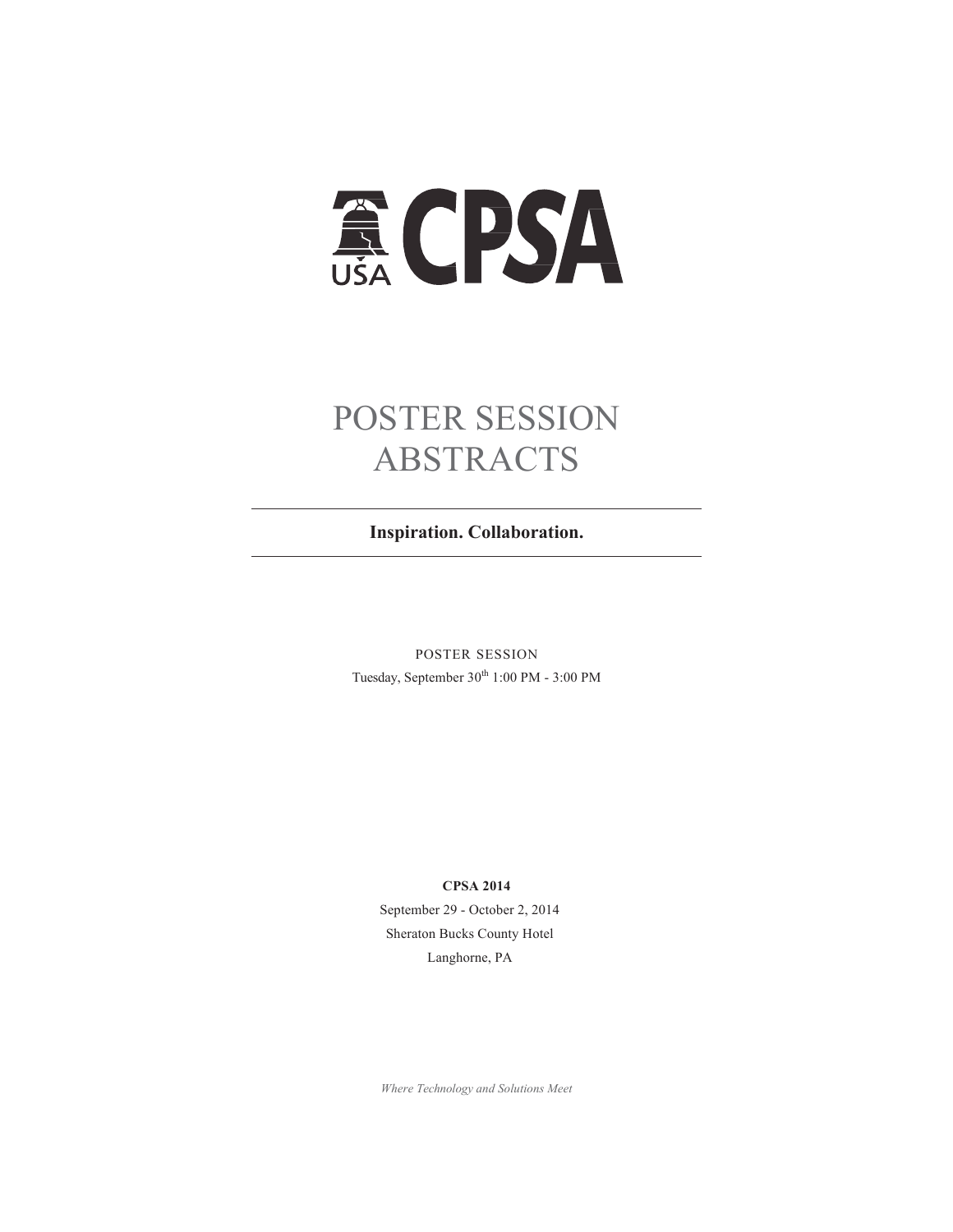# CPSA

# POSTER SESSION ABSTRACTS

**Inspiration. Collaboration.**

POSTER SESSION

Tuesday, September 30th 1:00 PM - 3:00 PM

**CPSA 2014**

September 29 - October 2, 2014

Sheraton Bucks County Hotel

Langhorne, PA

*Where Technology and Solutions Meet*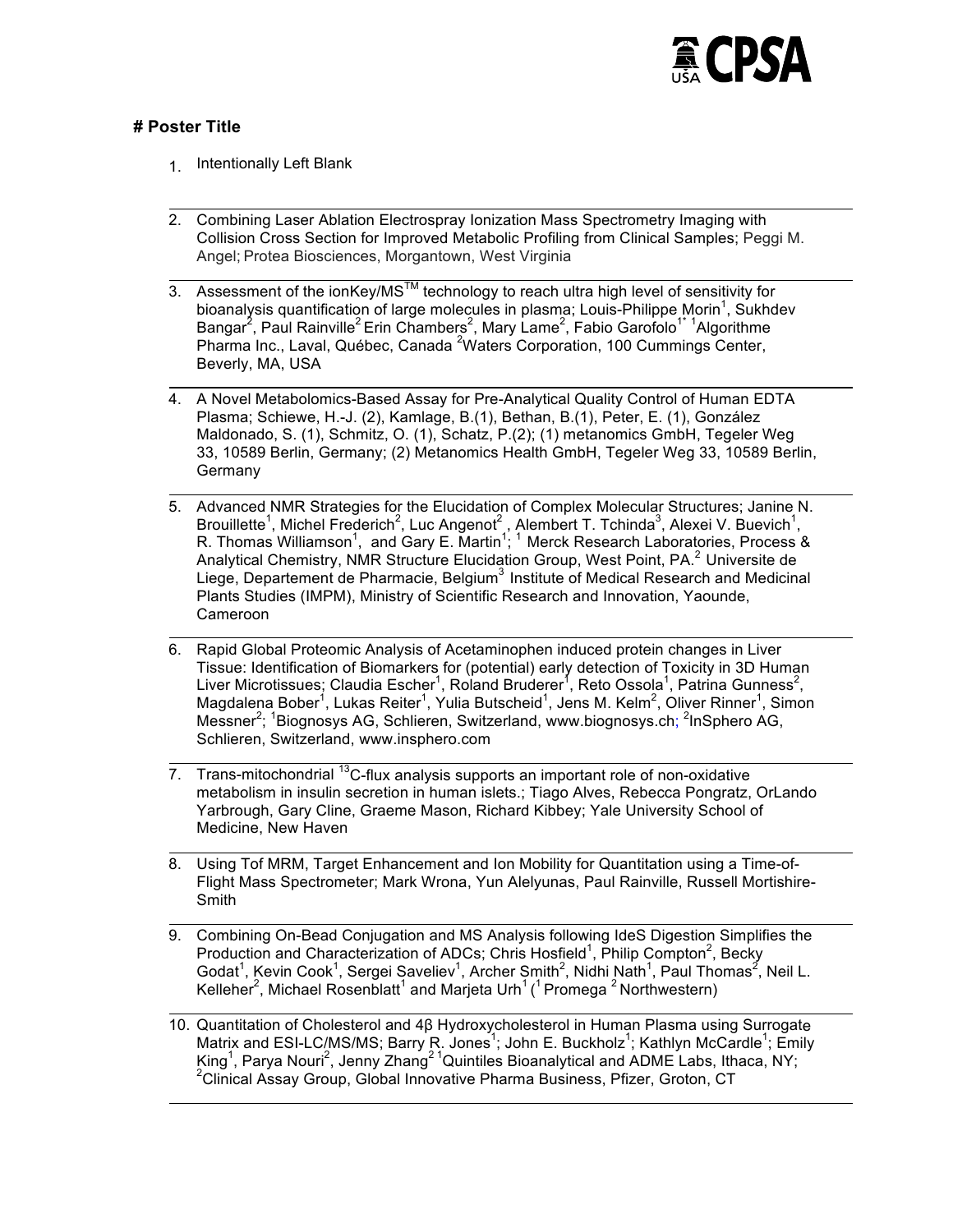# Poster Title

1. Intentionally Left Blank

2. Combining Laser Ablation Electrospray Ionization Mass Spectrometry Imaging with Collision Cross Section for Improved Metabolic Profiling from Clinical Samples; Peggi M. Angel; Protea Biosciences, Morgantown, West Virginia

3. Assessment of the ionKey/MS™ technology to reach ultra high level of sensitivity for bioanalysis quantification of large molecules in plasma; Louis-Philippe Morin[1], Sukhdev Bangar[2], Paul Rainville[2] Erin Chambers[2], Mary Lame[2], Fabio Garofolo[1*] [1]Algorithme Pharma Inc., Laval, Québec, Canada [2]Waters Corporation, 100 Cummings Center, Beverly, MA, USA

4. A Novel Metabolomics-Based Assay for Pre-Analytical Quality Control of Human EDTA Plasma; Schiewe, H.-J. (2), Kamlage, B.(1), Bethan, B.(1), Peter, E. (1), González Maldonado, S. (1), Schmitz, O. (1), Schatz, P.(2); (1) metanomics GmbH, Tegeler Weg 33, 10589 Berlin, Germany; (2) Metanomics Health GmbH, Tegeler Weg 33, 10589 Berlin, Germany

5. Advanced NMR Strategies for the Elucidation of Complex Molecular Structures; Janine N. Brouillette[1], Michel Frederich[2], Luc Angenot[2] , Alembert T. Tchinda[3], Alexei V. Buevich[1], R. Thomas Williamson[1], and Gary E. Martin[1]; [1] Merck Research Laboratories, Process & Analytical Chemistry, NMR Structure Elucidation Group, West Point, PA.[2] Universite de Liege, Departement de Pharmacie, Belgium[3] Institute of Medical Research and Medicinal Plants Studies (IMPM), Ministry of Scientific Research and Innovation, Yaounde, Cameroon

6. Rapid Global Proteomic Analysis of Acetaminophen induced protein changes in Liver Tissue: Identification of Biomarkers for (potential) early detection of Toxicity in 3D Human Liver Microtissues; Claudia Escher[1], Roland Bruderer[1], Reto Ossola[1], Patrina Gunness[2], Magdalena Bober[1], Lukas Reiter[1], Yulia Butscheid[1], Jens M. Kelm[2], Oliver Rinner[1], Simon Messner[2]; [1]Biognosys AG, Schlieren, Switzerland, www.biognosys.ch; [2]InSphero AG, Schlieren, Switzerland, www.insphero.com

7. Trans-mitochondrial $^{13}$C-flux analysis supports an important role of non-oxidative metabolism in insulin secretion in human islets.; Tiago Alves, Rebecca Pongratz, OrLando Yarbrough, Gary Cline, Graeme Mason, Richard Kibbey; Yale University School of Medicine, New Haven

8. Using Tof MRM, Target Enhancement and Ion Mobility for Quantitation using a Time-of-Flight Mass Spectrometer; Mark Wrona, Yun Alelyunas, Paul Rainville, Russell Mortishire-Smith

9. Combining On-Bead Conjugation and MS Analysis following IdeS Digestion Simplifies the Production and Characterization of ADCs; Chris Hosfield[1], Philip Compton[2], Becky Godat[1], Kevin Cook[1], Sergei Saveliev[1], Archer Smith[2], Nidhi Nath[1], Paul Thomas[2], Neil L. Kelleher[2], Michael Rosenblatt[1] and Marjeta Urh[1] ([1] Promega [2] Northwestern)

10. Quantitation of Cholesterol and 4β Hydroxycholesterol in Human Plasma using Surrogate Matrix and ESI-LC/MS/MS; Barry R. Jones[1]; John E. Buckholz[1]; Kathlyn McCardle[1]; Emily King[1], Parya Nouri[2], Jenny Zhang[2] [1]Quintiles Bioanalytical and ADME Labs, Ithaca, NY; [2]Clinical Assay Group, Global Innovative Pharma Business, Pfizer, Groton, CT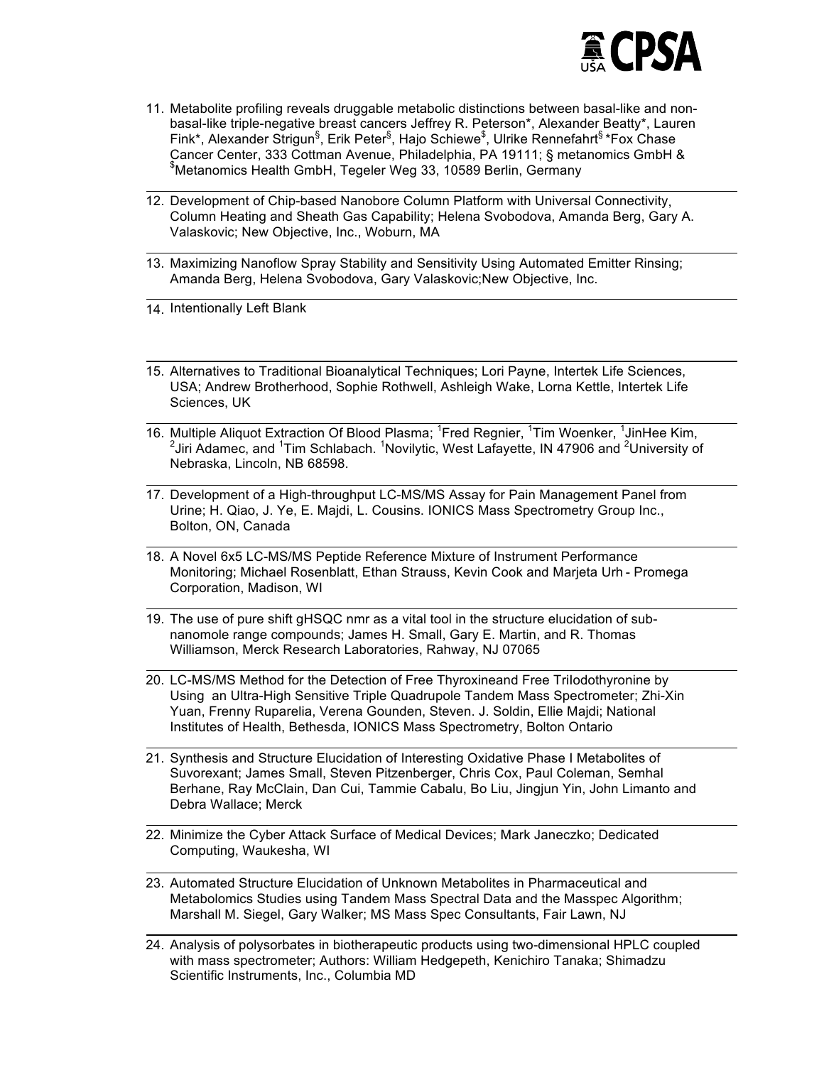11. Metabolite profiling reveals druggable metabolic distinctions between basal-like and non-basal-like triple-negative breast cancers Jeffrey R. Peterson*, Alexander Beatty*, Lauren Fink*, Alexander Strigun[§], Erik Peter[§], Hajo Schiewe[$], Ulrike Rennefahrt[§] *Fox Chase Cancer Center, 333 Cottman Avenue, Philadelphia, PA 19111; § metanomics GmbH & [$]Metanomics Health GmbH, Tegeler Weg 33, 10589 Berlin, Germany

12. Development of Chip-based Nanobore Column Platform with Universal Connectivity, Column Heating and Sheath Gas Capability; Helena Svobodova, Amanda Berg, Gary A. Valaskovic; New Objective, Inc., Woburn, MA

13. Maximizing Nanoflow Spray Stability and Sensitivity Using Automated Emitter Rinsing; Amanda Berg, Helena Svobodova, Gary Valaskovic;New Objective, Inc.

14. Intentionally Left Blank

15. Alternatives to Traditional Bioanalytical Techniques; Lori Payne, Intertek Life Sciences, USA; Andrew Brotherhood, Sophie Rothwell, Ashleigh Wake, Lorna Kettle, Intertek Life Sciences, UK

16. Multiple Aliquot Extraction Of Blood Plasma; [1]Fred Regnier, [1]Tim Woenker, [1]JinHee Kim, [2]Jiri Adamec, and [1]Tim Schlabach. [1]Novilytic, West Lafayette, IN 47906 and [2]University of Nebraska, Lincoln, NB 68598.

17. Development of a High-throughput LC-MS/MS Assay for Pain Management Panel from Urine; H. Qiao, J. Ye, E. Majdi, L. Cousins. IONICS Mass Spectrometry Group Inc., Bolton, ON, Canada

18. A Novel 6x5 LC-MS/MS Peptide Reference Mixture of Instrument Performance Monitoring; Michael Rosenblatt, Ethan Strauss, Kevin Cook and Marjeta Urh - Promega Corporation, Madison, WI

19. The use of pure shift gHSQC nmr as a vital tool in the structure elucidation of sub-nanomole range compounds; James H. Small, Gary E. Martin, and R. Thomas Williamson, Merck Research Laboratories, Rahway, NJ 07065

20. LC-MS/MS Method for the Detection of Free Thyroxineand Free TriIodothyronine by Using an Ultra-High Sensitive Triple Quadrupole Tandem Mass Spectrometer; Zhi-Xin Yuan, Frenny Ruparelia, Verena Gounden, Steven. J. Soldin, Ellie Majdi; National Institutes of Health, Bethesda, IONICS Mass Spectrometry, Bolton Ontario

21. Synthesis and Structure Elucidation of Interesting Oxidative Phase I Metabolites of Suvorexant; James Small, Steven Pitzenberger, Chris Cox, Paul Coleman, Semhal Berhane, Ray McClain, Dan Cui, Tammie Cabalu, Bo Liu, Jingjun Yin, John Limanto and Debra Wallace; Merck

22. Minimize the Cyber Attack Surface of Medical Devices; Mark Janeczko; Dedicated Computing, Waukesha, WI

23. Automated Structure Elucidation of Unknown Metabolites in Pharmaceutical and Metabolomics Studies using Tandem Mass Spectral Data and the Masspec Algorithm; Marshall M. Siegel, Gary Walker; MS Mass Spec Consultants, Fair Lawn, NJ

24. Analysis of polysorbates in biotherapeutic products using two-dimensional HPLC coupled with mass spectrometer; Authors: William Hedgepeth, Kenichiro Tanaka; Shimadzu Scientific Instruments, Inc., Columbia MD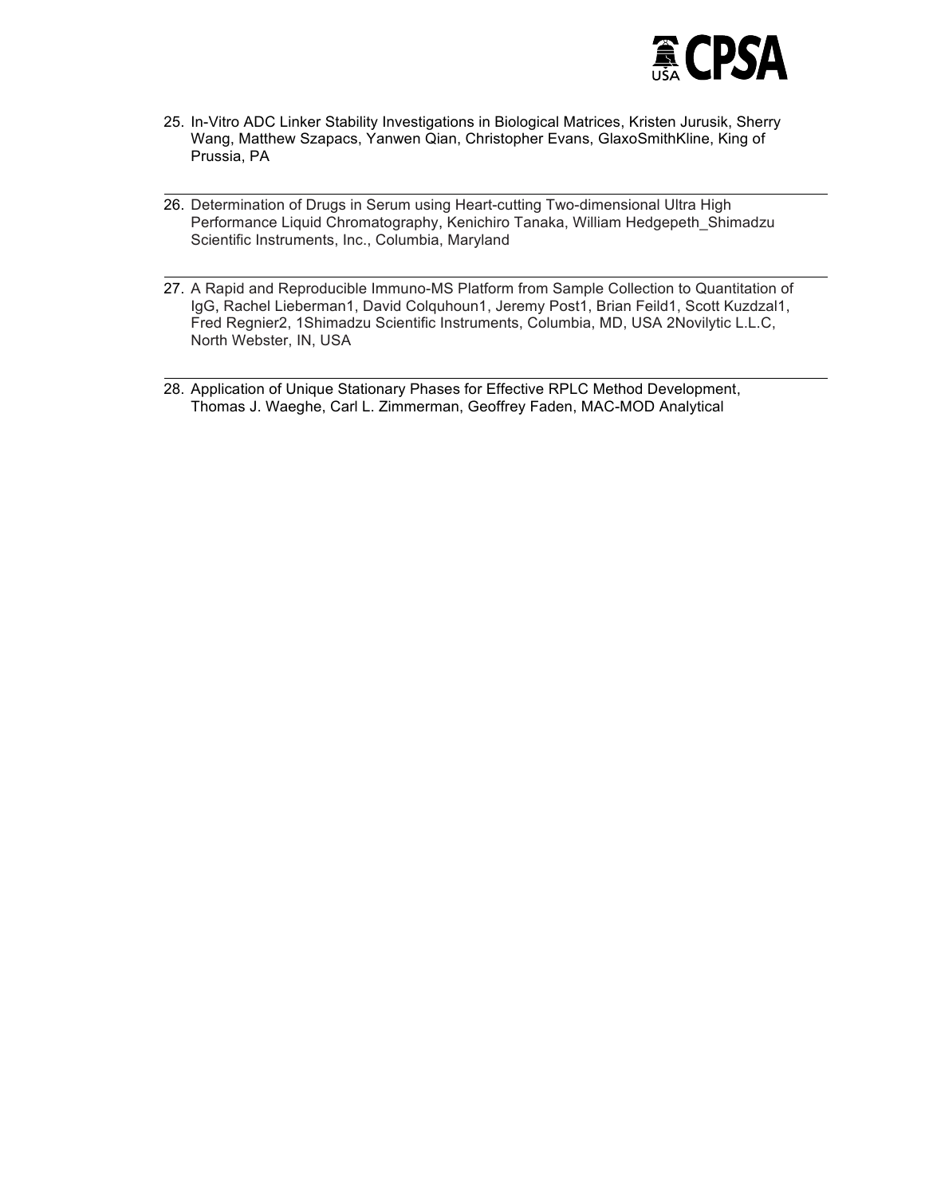25. In-Vitro ADC Linker Stability Investigations in Biological Matrices, Kristen Jurusik, Sherry Wang, Matthew Szapacs, Yanwen Qian, Christopher Evans, GlaxoSmithKline, King of Prussia, PA

---

26. Determination of Drugs in Serum using Heart-cutting Two-dimensional Ultra High Performance Liquid Chromatography, Kenichiro Tanaka, William Hedgepeth_Shimadzu Scientific Instruments, Inc., Columbia, Maryland

---

27. A Rapid and Reproducible Immuno-MS Platform from Sample Collection to Quantitation of IgG, Rachel Lieberman[1], David Colquhoun[1], Jeremy Post[1], Brian Feild[1], Scott Kuzdzal[1], Fred Regnier[2], [1]Shimadzu Scientific Instruments, Columbia, MD, USA [2]Novilytic L.L.C, North Webster, IN, USA

---

28. Application of Unique Stationary Phases for Effective RPLC Method Development, Thomas J. Waeghe, Carl L. Zimmerman, Geoffrey Faden, MAC-MOD Analytical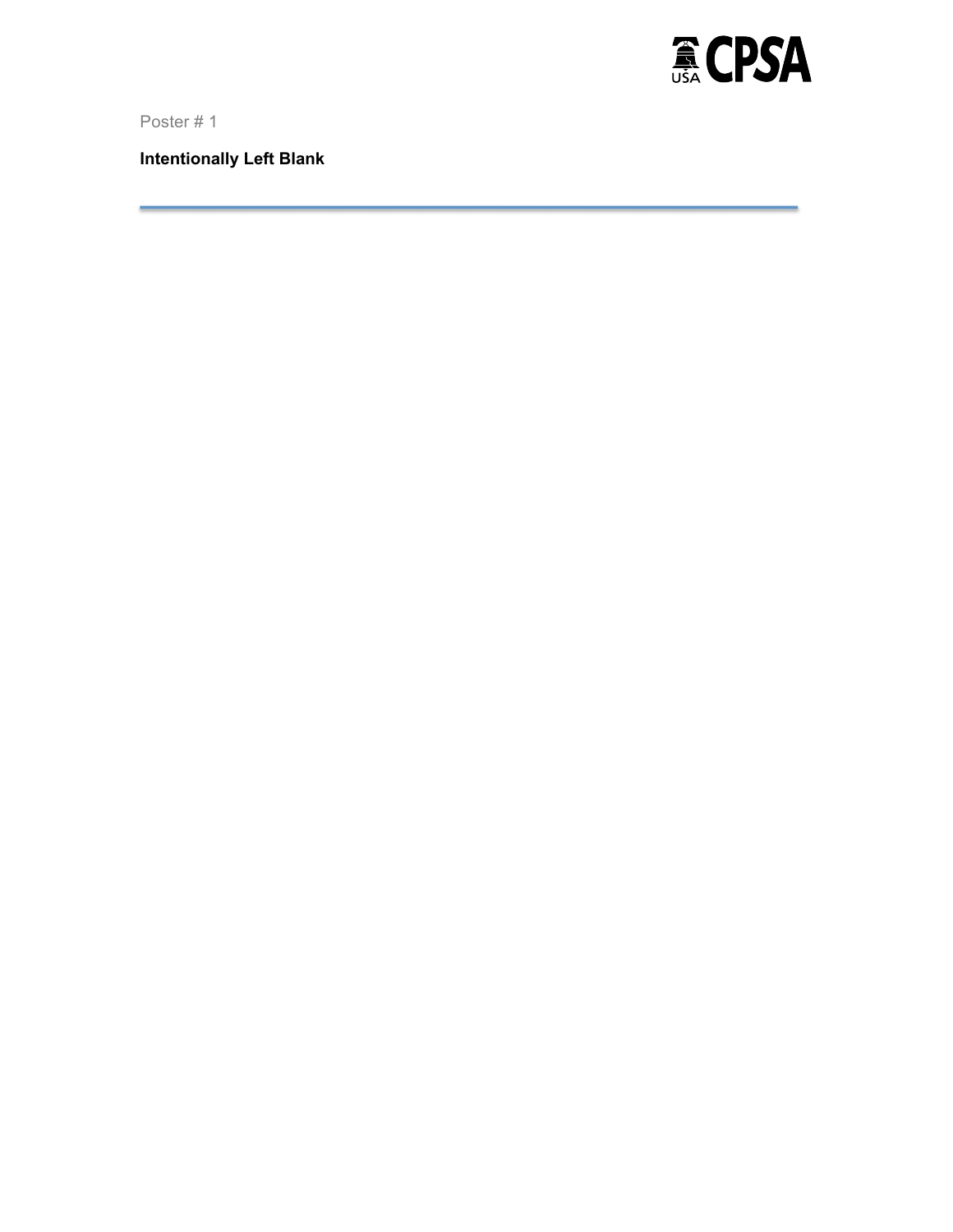Poster # 1

**Intentionally Left Blank**

---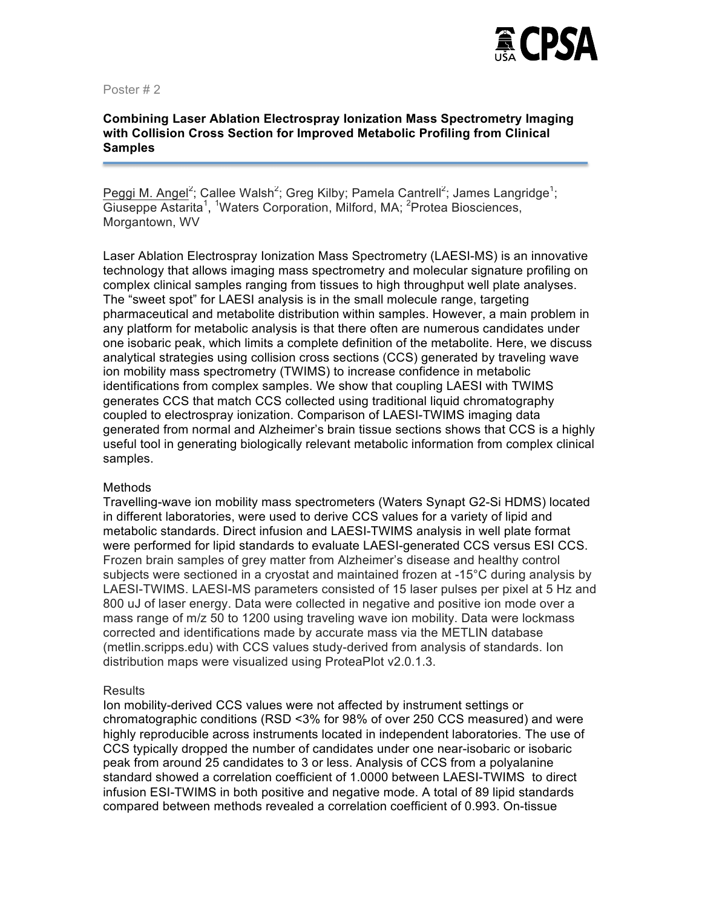Poster # 2

**Combining Laser Ablation Electrospray Ionization Mass Spectrometry Imaging with Collision Cross Section for Improved Metabolic Profiling from Clinical Samples**

Peggi M. Angel[2]; Callee Walsh[2]; Greg Kilby; Pamela Cantrell[2]; James Langridge[1]; Giuseppe Astarita[1], [1]Waters Corporation, Milford, MA; [2]Protea Biosciences, Morgantown, WV

Laser Ablation Electrospray Ionization Mass Spectrometry (LAESI-MS) is an innovative technology that allows imaging mass spectrometry and molecular signature profiling on complex clinical samples ranging from tissues to high throughput well plate analyses. The "sweet spot" for LAESI analysis is in the small molecule range, targeting pharmaceutical and metabolite distribution within samples. However, a main problem in any platform for metabolic analysis is that there often are numerous candidates under one isobaric peak, which limits a complete definition of the metabolite. Here, we discuss analytical strategies using collision cross sections (CCS) generated by traveling wave ion mobility mass spectrometry (TWIMS) to increase confidence in metabolic identifications from complex samples. We show that coupling LAESI with TWIMS generates CCS that match CCS collected using traditional liquid chromatography coupled to electrospray ionization. Comparison of LAESI-TWIMS imaging data generated from normal and Alzheimer's brain tissue sections shows that CCS is a highly useful tool in generating biologically relevant metabolic information from complex clinical samples.

Methods

Travelling-wave ion mobility mass spectrometers (Waters Synapt G2-Si HDMS) located in different laboratories, were used to derive CCS values for a variety of lipid and metabolic standards. Direct infusion and LAESI-TWIMS analysis in well plate format were performed for lipid standards to evaluate LAESI-generated CCS versus ESI CCS. Frozen brain samples of grey matter from Alzheimer's disease and healthy control subjects were sectioned in a cryostat and maintained frozen at -15°C during analysis by LAESI-TWIMS. LAESI-MS parameters consisted of 15 laser pulses per pixel at 5 Hz and 800 uJ of laser energy. Data were collected in negative and positive ion mode over a mass range of m/z 50 to 1200 using traveling wave ion mobility. Data were lockmass corrected and identifications made by accurate mass via the METLIN database (metlin.scripps.edu) with CCS values study-derived from analysis of standards. Ion distribution maps were visualized using ProteaPlot v2.0.1.3.

Results

Ion mobility-derived CCS values were not affected by instrument settings or chromatographic conditions (RSD <3% for 98% of over 250 CCS measured) and were highly reproducible across instruments located in independent laboratories. The use of CCS typically dropped the number of candidates under one near-isobaric or isobaric peak from around 25 candidates to 3 or less. Analysis of CCS from a polyalanine standard showed a correlation coefficient of 1.0000 between LAESI-TWIMS to direct infusion ESI-TWIMS in both positive and negative mode. A total of 89 lipid standards compared between methods revealed a correlation coefficient of 0.993. On-tissue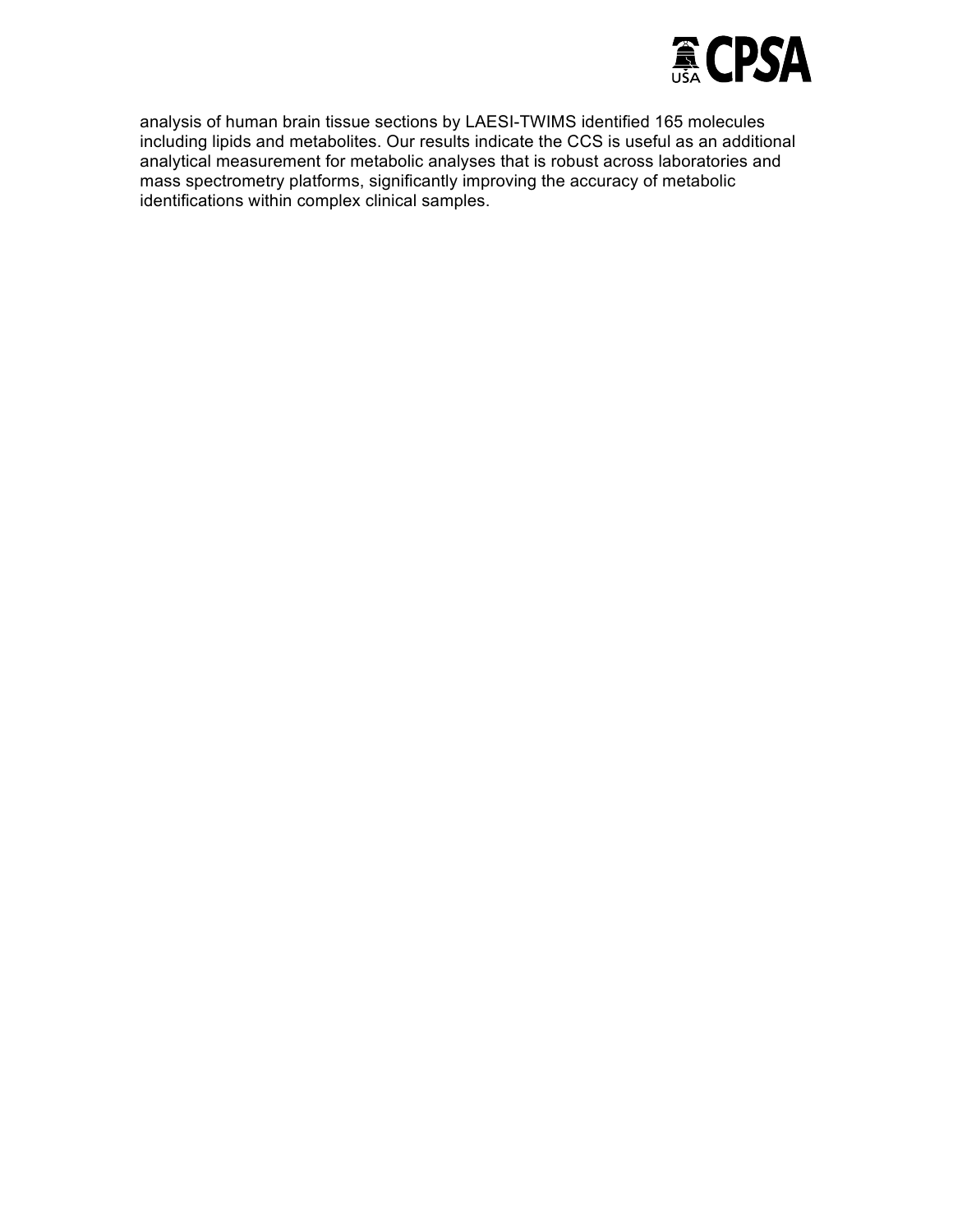analysis of human brain tissue sections by LAESI-TWIMS identified 165 molecules including lipids and metabolites. Our results indicate the CCS is useful as an additional analytical measurement for metabolic analyses that is robust across laboratories and mass spectrometry platforms, significantly improving the accuracy of metabolic identifications within complex clinical samples.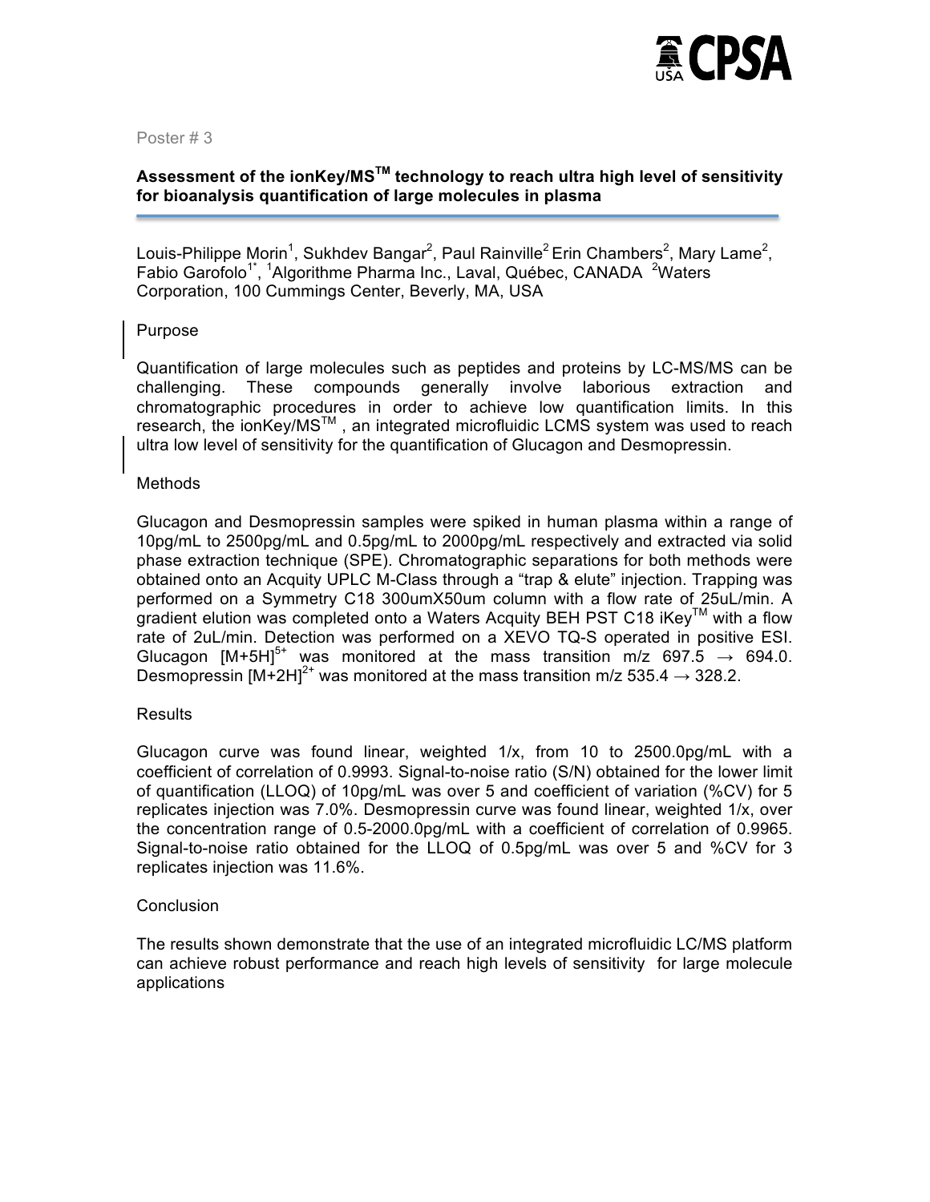Poster # 3

## Assessment of the ionKey/MS™ technology to reach ultra high level of sensitivity for bioanalysis quantification of large molecules in plasma

Louis-Philippe Morin[1], Sukhdev Bangar[2], Paul Rainville[2] Erin Chambers[2], Mary Lame[2], Fabio Garofolo[1*], [1]Algorithme Pharma Inc., Laval, Québec, CANADA [2]Waters Corporation, 100 Cummings Center, Beverly, MA, USA

### Purpose

Quantification of large molecules such as peptides and proteins by LC-MS/MS can be challenging. These compounds generally involve laborious extraction and chromatographic procedures in order to achieve low quantification limits. In this research, the ionKey/MS™ , an integrated microfluidic LCMS system was used to reach ultra low level of sensitivity for the quantification of Glucagon and Desmopressin.

### Methods

Glucagon and Desmopressin samples were spiked in human plasma within a range of 10pg/mL to 2500pg/mL and 0.5pg/mL to 2000pg/mL respectively and extracted via solid phase extraction technique (SPE). Chromatographic separations for both methods were obtained onto an Acquity UPLC M-Class through a "trap & elute" injection. Trapping was performed on a Symmetry C18 300umX50um column with a flow rate of 25uL/min. A gradient elution was completed onto a Waters Acquity BEH PST C18 iKey™ with a flow rate of 2uL/min. Detection was performed on a XEVO TQ-S operated in positive ESI. Glucagon $[M+5H]^{5+}$ was monitored at the mass transition m/z 697.5 → 694.0. Desmopressin $[M+2H]^{2+}$ was monitored at the mass transition m/z 535.4 → 328.2.

### Results

Glucagon curve was found linear, weighted 1/x, from 10 to 2500.0pg/mL with a coefficient of correlation of 0.9993. Signal-to-noise ratio (S/N) obtained for the lower limit of quantification (LLOQ) of 10pg/mL was over 5 and coefficient of variation (%CV) for 5 replicates injection was 7.0%. Desmopressin curve was found linear, weighted 1/x, over the concentration range of 0.5-2000.0pg/mL with a coefficient of correlation of 0.9965. Signal-to-noise ratio obtained for the LLOQ of 0.5pg/mL was over 5 and %CV for 3 replicates injection was 11.6%.

### Conclusion

The results shown demonstrate that the use of an integrated microfluidic LC/MS platform can achieve robust performance and reach high levels of sensitivity for large molecule applications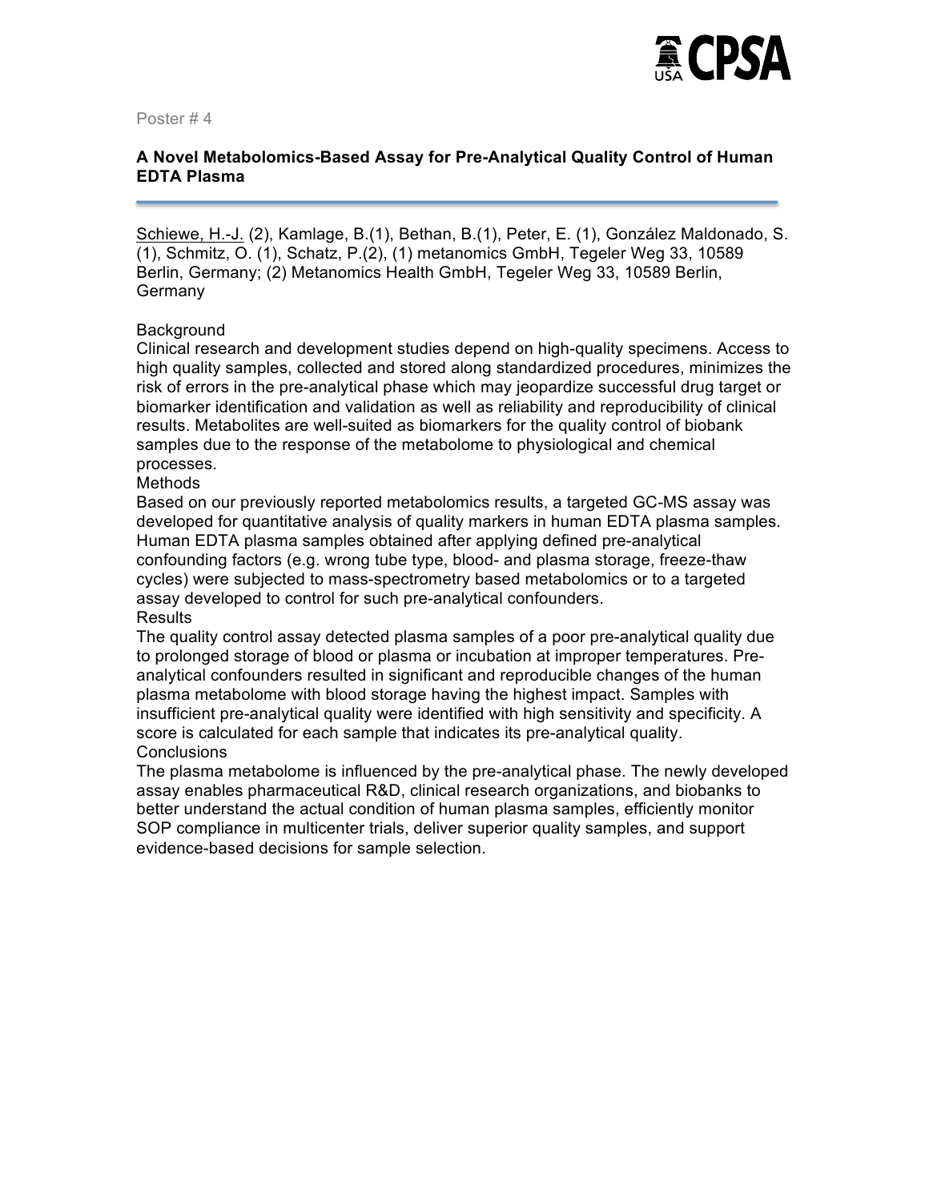Poster # 4

**A Novel Metabolomics-Based Assay for Pre-Analytical Quality Control of Human EDTA Plasma**

<u>Schiewe, H.-J.</u> (2), Kamlage, B.(1), Bethan, B.(1), Peter, E. (1), González Maldonado, S. (1), Schmitz, O. (1), Schatz, P.(2), (1) metanomics GmbH, Tegeler Weg 33, 10589 Berlin, Germany; (2) Metanomics Health GmbH, Tegeler Weg 33, 10589 Berlin, Germany

Background

Clinical research and development studies depend on high-quality specimens. Access to high quality samples, collected and stored along standardized procedures, minimizes the risk of errors in the pre-analytical phase which may jeopardize successful drug target or biomarker identification and validation as well as reliability and reproducibility of clinical results. Metabolites are well-suited as biomarkers for the quality control of biobank samples due to the response of the metabolome to physiological and chemical processes.

Methods

Based on our previously reported metabolomics results, a targeted GC-MS assay was developed for quantitative analysis of quality markers in human EDTA plasma samples. Human EDTA plasma samples obtained after applying defined pre-analytical confounding factors (e.g. wrong tube type, blood- and plasma storage, freeze-thaw cycles) were subjected to mass-spectrometry based metabolomics or to a targeted assay developed to control for such pre-analytical confounders.

Results

The quality control assay detected plasma samples of a poor pre-analytical quality due to prolonged storage of blood or plasma or incubation at improper temperatures. Pre-analytical confounders resulted in significant and reproducible changes of the human plasma metabolome with blood storage having the highest impact. Samples with insufficient pre-analytical quality were identified with high sensitivity and specificity. A score is calculated for each sample that indicates its pre-analytical quality.

Conclusions

The plasma metabolome is influenced by the pre-analytical phase. The newly developed assay enables pharmaceutical R&D, clinical research organizations, and biobanks to better understand the actual condition of human plasma samples, efficiently monitor SOP compliance in multicenter trials, deliver superior quality samples, and support evidence-based decisions for sample selection.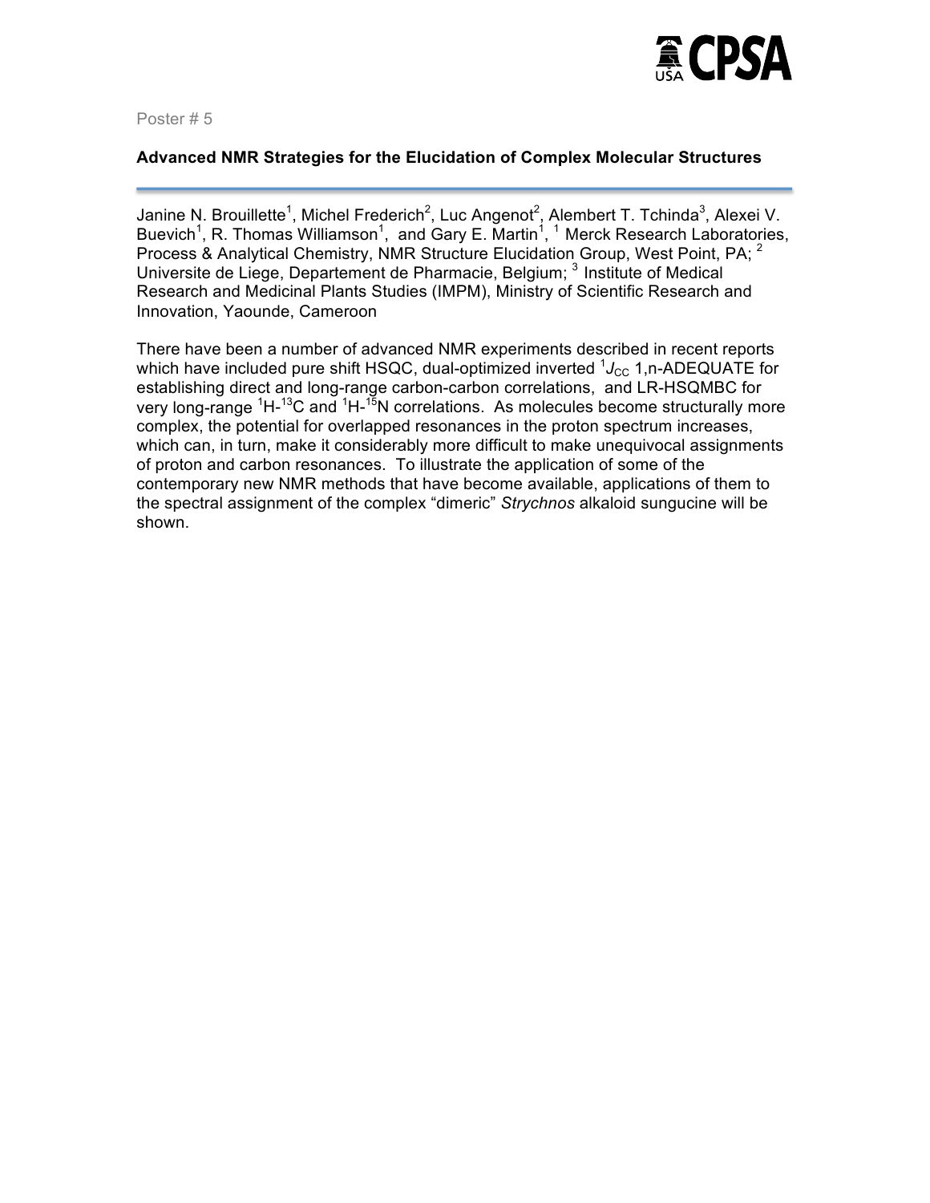Poster # 5

### Advanced NMR Strategies for the Elucidation of Complex Molecular Structures

Janine N. Brouillette[1], Michel Frederich[2], Luc Angenot[2], Alembert T. Tchinda[3], Alexei V. Buevich[1], R. Thomas Williamson[1], and Gary E. Martin[1], [1] Merck Research Laboratories, Process & Analytical Chemistry, NMR Structure Elucidation Group, West Point, PA; [2] Universite de Liege, Departement de Pharmacie, Belgium; [3] Institute of Medical Research and Medicinal Plants Studies (IMPM), Ministry of Scientific Research and Innovation, Yaounde, Cameroon

There have been a number of advanced NMR experiments described in recent reports which have included pure shift HSQC, dual-optimized inverted $^{1}J_{CC}$ 1,n-ADEQUATE for establishing direct and long-range carbon-carbon correlations, and LR-HSQMBC for very long-range $^{1}H$-$^{13}C$ and $^{1}H$-$^{15}N$ correlations. As molecules become structurally more complex, the potential for overlapped resonances in the proton spectrum increases, which can, in turn, make it considerably more difficult to make unequivocal assignments of proton and carbon resonances. To illustrate the application of some of the contemporary new NMR methods that have become available, applications of them to the spectral assignment of the complex "dimeric" *Strychnos* alkaloid sungucine will be shown.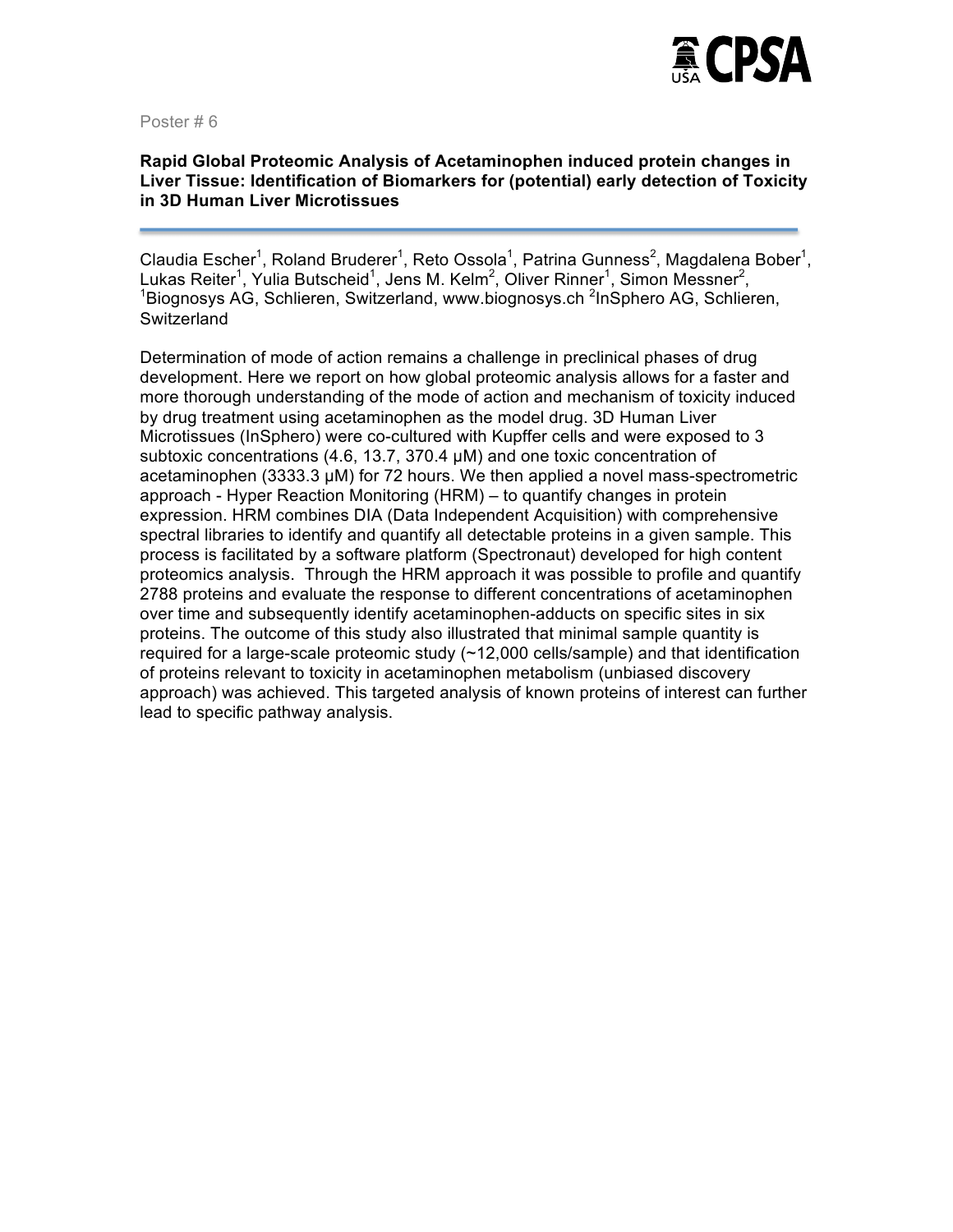Poster # 6

**Rapid Global Proteomic Analysis of Acetaminophen induced protein changes in Liver Tissue: Identification of Biomarkers for (potential) early detection of Toxicity in 3D Human Liver Microtissues**

Claudia Escher[1], Roland Bruderer[1], Reto Ossola[1], Patrina Gunness[2], Magdalena Bober[1], Lukas Reiter[1], Yulia Butscheid[1], Jens M. Kelm[2], Oliver Rinner[1], Simon Messner[2], [1]Biognosys AG, Schlieren, Switzerland, www.biognosys.ch [2]InSphero AG, Schlieren, Switzerland

Determination of mode of action remains a challenge in preclinical phases of drug development. Here we report on how global proteomic analysis allows for a faster and more thorough understanding of the mode of action and mechanism of toxicity induced by drug treatment using acetaminophen as the model drug. 3D Human Liver Microtissues (InSphero) were co-cultured with Kupffer cells and were exposed to 3 subtoxic concentrations (4.6, 13.7, 370.4 µM) and one toxic concentration of acetaminophen (3333.3 µM) for 72 hours. We then applied a novel mass-spectrometric approach - Hyper Reaction Monitoring (HRM) – to quantify changes in protein expression. HRM combines DIA (Data Independent Acquisition) with comprehensive spectral libraries to identify and quantify all detectable proteins in a given sample. This process is facilitated by a software platform (Spectronaut) developed for high content proteomics analysis. Through the HRM approach it was possible to profile and quantify 2788 proteins and evaluate the response to different concentrations of acetaminophen over time and subsequently identify acetaminophen-adducts on specific sites in six proteins. The outcome of this study also illustrated that minimal sample quantity is required for a large-scale proteomic study (~12,000 cells/sample) and that identification of proteins relevant to toxicity in acetaminophen metabolism (unbiased discovery approach) was achieved. This targeted analysis of known proteins of interest can further lead to specific pathway analysis.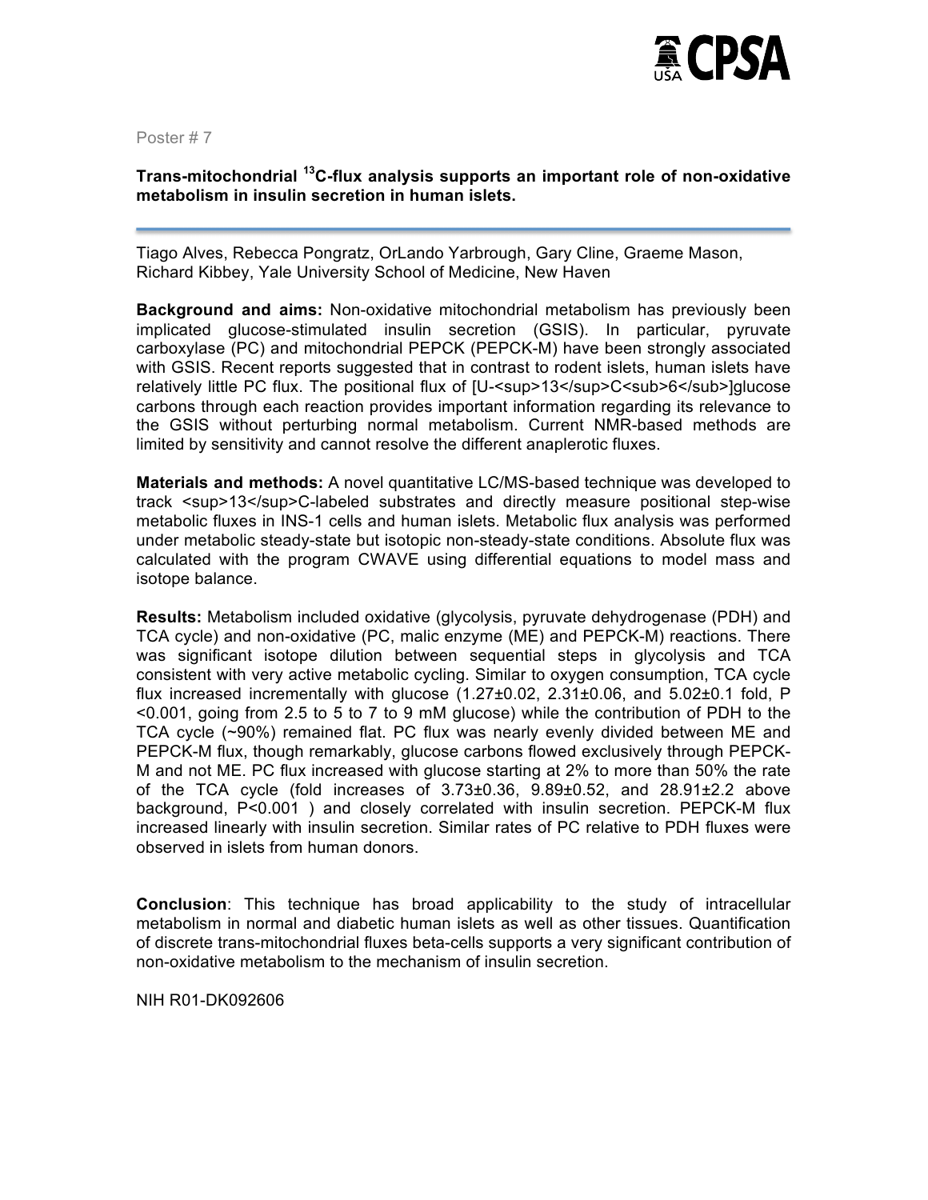Poster # 7

**Trans-mitochondrial $^{13}$C-flux analysis supports an important role of non-oxidative metabolism in insulin secretion in human islets.**

Tiago Alves, Rebecca Pongratz, OrLando Yarbrough, Gary Cline, Graeme Mason, Richard Kibbey, Yale University School of Medicine, New Haven

**Background and aims:** Non-oxidative mitochondrial metabolism has previously been implicated glucose-stimulated insulin secretion (GSIS). In particular, pyruvate carboxylase (PC) and mitochondrial PEPCK (PEPCK-M) have been strongly associated with GSIS. Recent reports suggested that in contrast to rodent islets, human islets have relatively little PC flux. The positional flux of [U-$^{13}C_6$]glucose carbons through each reaction provides important information regarding its relevance to the GSIS without perturbing normal metabolism. Current NMR-based methods are limited by sensitivity and cannot resolve the different anaplerotic fluxes.

**Materials and methods:** A novel quantitative LC/MS-based technique was developed to track $^{13}$C-labeled substrates and directly measure positional step-wise metabolic fluxes in INS-1 cells and human islets. Metabolic flux analysis was performed under metabolic steady-state but isotopic non-steady-state conditions. Absolute flux was calculated with the program CWAVE using differential equations to model mass and isotope balance.

**Results:** Metabolism included oxidative (glycolysis, pyruvate dehydrogenase (PDH) and TCA cycle) and non-oxidative (PC, malic enzyme (ME) and PEPCK-M) reactions. There was significant isotope dilution between sequential steps in glycolysis and TCA consistent with very active metabolic cycling. Similar to oxygen consumption, TCA cycle flux increased incrementally with glucose (1.27±0.02, 2.31±0.06, and 5.02±0.1 fold, $P < 0.001$, going from 2.5 to 5 to 7 to 9 mM glucose) while the contribution of PDH to the TCA cycle (~90%) remained flat. PC flux was nearly evenly divided between ME and PEPCK-M flux, though remarkably, glucose carbons flowed exclusively through PEPCK-M and not ME. PC flux increased with glucose starting at 2% to more than 50% the rate of the TCA cycle (fold increases of 3.73±0.36, 9.89±0.52, and 28.91±2.2 above background, $P<0.001$ ) and closely correlated with insulin secretion. PEPCK-M flux increased linearly with insulin secretion. Similar rates of PC relative to PDH fluxes were observed in islets from human donors.

**Conclusion**: This technique has broad applicability to the study of intracellular metabolism in normal and diabetic human islets as well as other tissues. Quantification of discrete trans-mitochondrial fluxes beta-cells supports a very significant contribution of non-oxidative metabolism to the mechanism of insulin secretion.

NIH R01-DK092606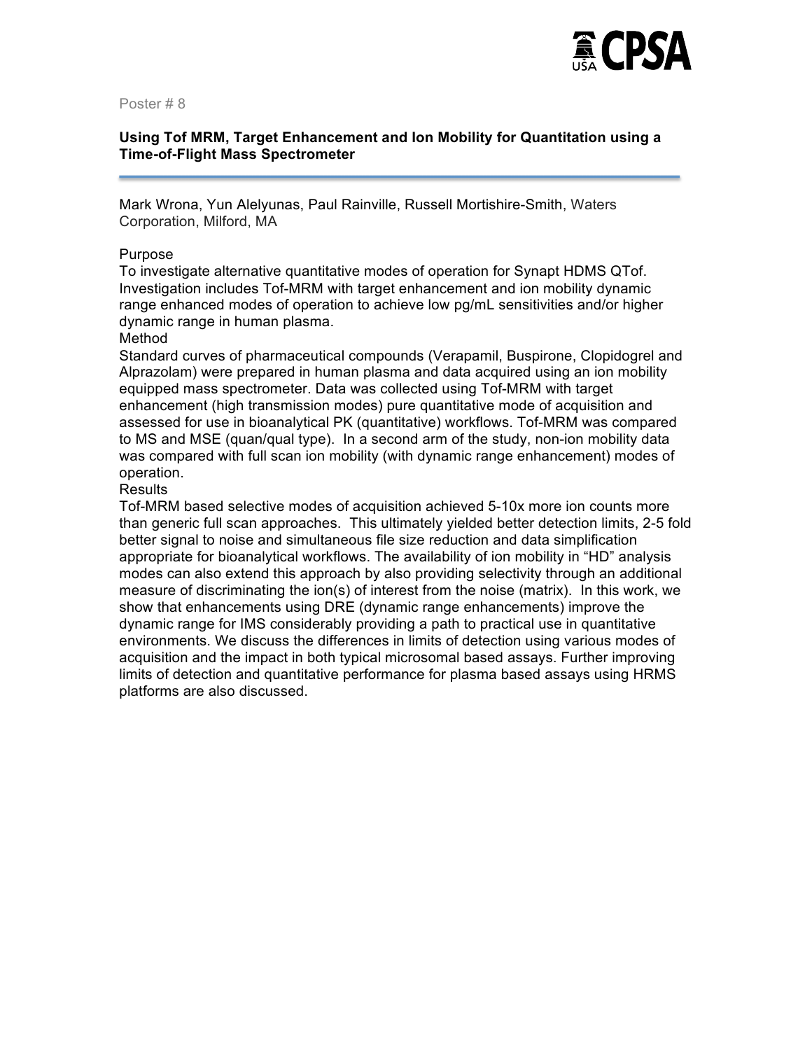Poster # 8

**Using Tof MRM, Target Enhancement and Ion Mobility for Quantitation using a Time-of-Flight Mass Spectrometer**

Mark Wrona, Yun Alelyunas, Paul Rainville, Russell Mortishire-Smith, Waters Corporation, Milford, MA

Purpose

To investigate alternative quantitative modes of operation for Synapt HDMS QTof. Investigation includes Tof-MRM with target enhancement and ion mobility dynamic range enhanced modes of operation to achieve low pg/mL sensitivities and/or higher dynamic range in human plasma.

Method

Standard curves of pharmaceutical compounds (Verapamil, Buspirone, Clopidogrel and Alprazolam) were prepared in human plasma and data acquired using an ion mobility equipped mass spectrometer. Data was collected using Tof-MRM with target enhancement (high transmission modes) pure quantitative mode of acquisition and assessed for use in bioanalytical PK (quantitative) workflows. Tof-MRM was compared to MS and MSE (quan/qual type). In a second arm of the study, non-ion mobility data was compared with full scan ion mobility (with dynamic range enhancement) modes of operation.

Results

Tof-MRM based selective modes of acquisition achieved 5-10x more ion counts more than generic full scan approaches. This ultimately yielded better detection limits, 2-5 fold better signal to noise and simultaneous file size reduction and data simplification appropriate for bioanalytical workflows. The availability of ion mobility in "HD" analysis modes can also extend this approach by also providing selectivity through an additional measure of discriminating the ion(s) of interest from the noise (matrix). In this work, we show that enhancements using DRE (dynamic range enhancements) improve the dynamic range for IMS considerably providing a path to practical use in quantitative environments. We discuss the differences in limits of detection using various modes of acquisition and the impact in both typical microsomal based assays. Further improving limits of detection and quantitative performance for plasma based assays using HRMS platforms are also discussed.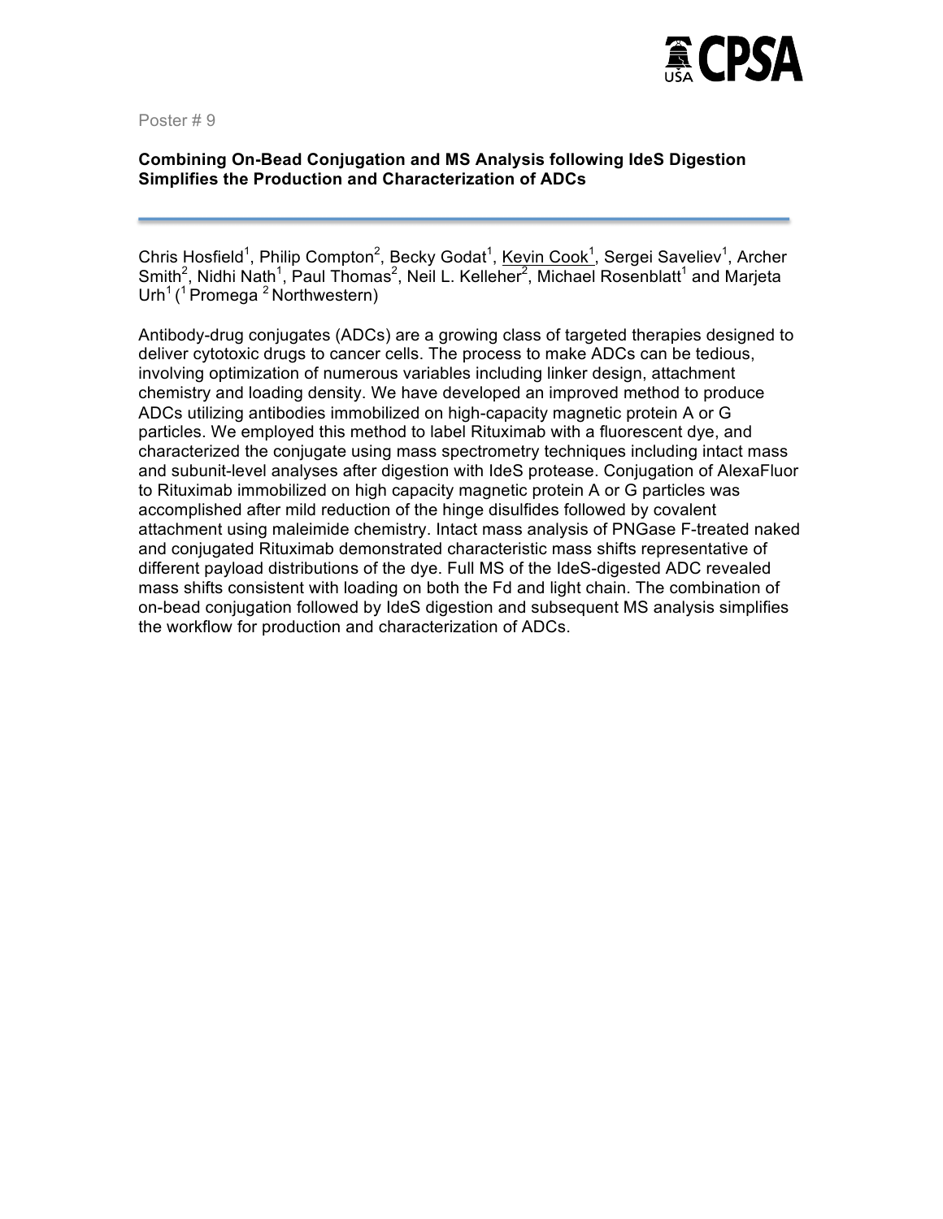Poster # 9

**Combining On-Bead Conjugation and MS Analysis following IdeS Digestion Simplifies the Production and Characterization of ADCs**

Chris Hosfield[1], Philip Compton[2], Becky Godat[1], Kevin Cook[1], Sergei Saveliev[1], Archer Smith[2], Nidhi Nath[1], Paul Thomas[2], Neil L. Kelleher[2], Michael Rosenblatt[1] and Marjeta Urh[1] ([1] Promega [2] Northwestern)

Antibody-drug conjugates (ADCs) are a growing class of targeted therapies designed to deliver cytotoxic drugs to cancer cells. The process to make ADCs can be tedious, involving optimization of numerous variables including linker design, attachment chemistry and loading density. We have developed an improved method to produce ADCs utilizing antibodies immobilized on high-capacity magnetic protein A or G particles. We employed this method to label Rituximab with a fluorescent dye, and characterized the conjugate using mass spectrometry techniques including intact mass and subunit-level analyses after digestion with IdeS protease. Conjugation of AlexaFluor to Rituximab immobilized on high capacity magnetic protein A or G particles was accomplished after mild reduction of the hinge disulfides followed by covalent attachment using maleimide chemistry. Intact mass analysis of PNGase F-treated naked and conjugated Rituximab demonstrated characteristic mass shifts representative of different payload distributions of the dye. Full MS of the IdeS-digested ADC revealed mass shifts consistent with loading on both the Fd and light chain. The combination of on-bead conjugation followed by IdeS digestion and subsequent MS analysis simplifies the workflow for production and characterization of ADCs.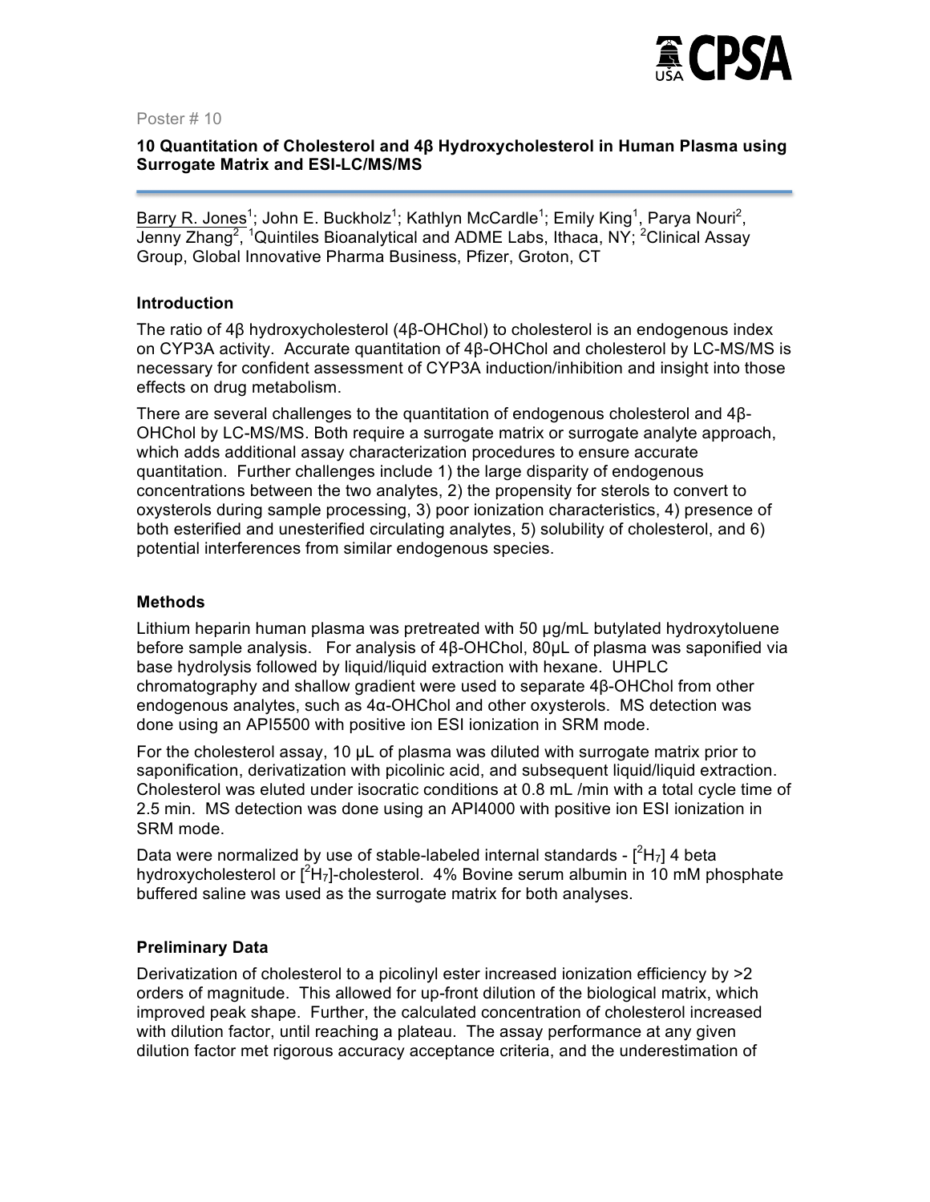Poster # 10

### 10 Quantitation of Cholesterol and 4β Hydroxycholesterol in Human Plasma using Surrogate Matrix and ESI-LC/MS/MS

Barry R. Jones[1]; John E. Buckholz[1]; Kathlyn McCardle[1]; Emily King[1], Parya Nouri[2], Jenny Zhang[2], [1]Quintiles Bioanalytical and ADME Labs, Ithaca, NY; [2]Clinical Assay Group, Global Innovative Pharma Business, Pfizer, Groton, CT

#### Introduction

The ratio of 4β hydroxycholesterol (4β-OHChol) to cholesterol is an endogenous index on CYP3A activity. Accurate quantitation of 4β-OHChol and cholesterol by LC-MS/MS is necessary for confident assessment of CYP3A induction/inhibition and insight into those effects on drug metabolism.

There are several challenges to the quantitation of endogenous cholesterol and 4β-OHChol by LC-MS/MS. Both require a surrogate matrix or surrogate analyte approach, which adds additional assay characterization procedures to ensure accurate quantitation. Further challenges include 1) the large disparity of endogenous concentrations between the two analytes, 2) the propensity for sterols to convert to oxysterols during sample processing, 3) poor ionization characteristics, 4) presence of both esterified and unesterified circulating analytes, 5) solubility of cholesterol, and 6) potential interferences from similar endogenous species.

#### Methods

Lithium heparin human plasma was pretreated with 50 µg/mL butylated hydroxytoluene before sample analysis. For analysis of 4β-OHChol, 80µL of plasma was saponified via base hydrolysis followed by liquid/liquid extraction with hexane. UHPLC chromatography and shallow gradient were used to separate 4β-OHChol from other endogenous analytes, such as 4α-OHChol and other oxysterols. MS detection was done using an API5500 with positive ion ESI ionization in SRM mode.

For the cholesterol assay, 10 µL of plasma was diluted with surrogate matrix prior to saponification, derivatization with picolinic acid, and subsequent liquid/liquid extraction. Cholesterol was eluted under isocratic conditions at 0.8 mL /min with a total cycle time of 2.5 min. MS detection was done using an API4000 with positive ion ESI ionization in SRM mode.

Data were normalized by use of stable-labeled internal standards - [$^{2}H_7$] 4 beta hydroxycholesterol or [$^{2}H_7$]-cholesterol. 4% Bovine serum albumin in 10 mM phosphate buffered saline was used as the surrogate matrix for both analyses.

#### Preliminary Data

Derivatization of cholesterol to a picolinyl ester increased ionization efficiency by >2 orders of magnitude. This allowed for up-front dilution of the biological matrix, which improved peak shape. Further, the calculated concentration of cholesterol increased with dilution factor, until reaching a plateau. The assay performance at any given dilution factor met rigorous accuracy acceptance criteria, and the underestimation of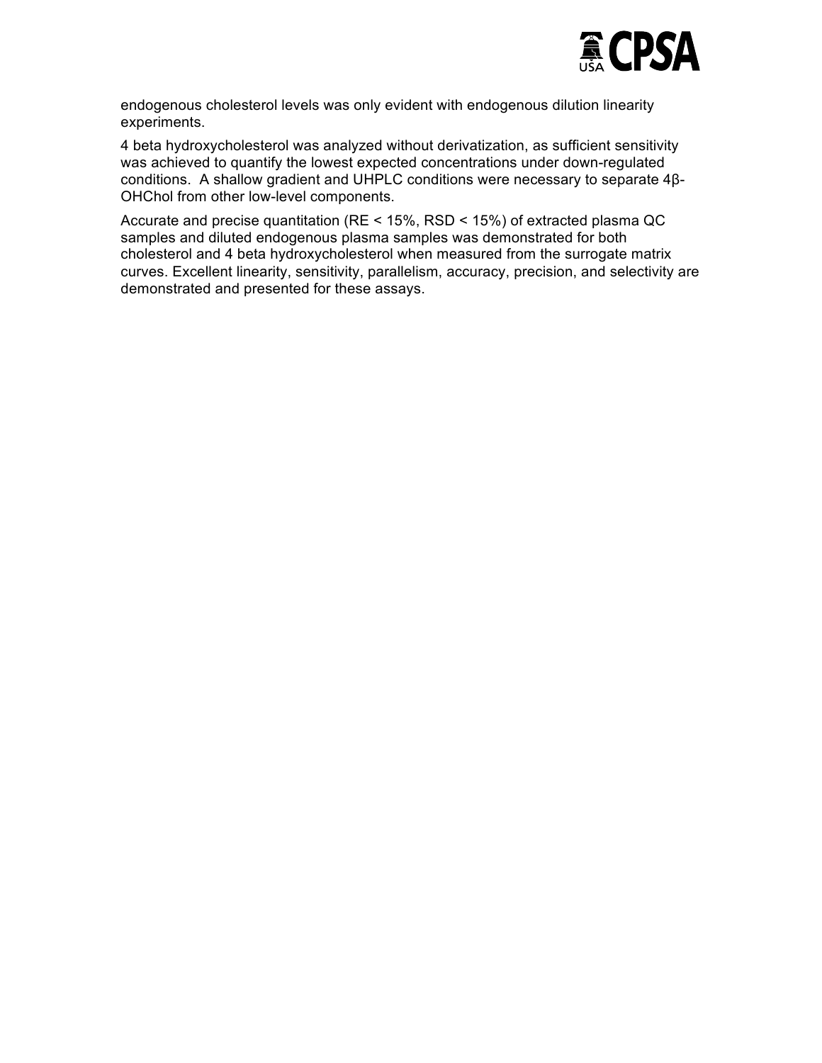endogenous cholesterol levels was only evident with endogenous dilution linearity experiments.

4 beta hydroxycholesterol was analyzed without derivatization, as sufficient sensitivity was achieved to quantify the lowest expected concentrations under down-regulated conditions. A shallow gradient and UHPLC conditions were necessary to separate 4β-OHChol from other low-level components.

Accurate and precise quantitation (RE < 15%, RSD < 15%) of extracted plasma QC samples and diluted endogenous plasma samples was demonstrated for both cholesterol and 4 beta hydroxycholesterol when measured from the surrogate matrix curves. Excellent linearity, sensitivity, parallelism, accuracy, precision, and selectivity are demonstrated and presented for these assays.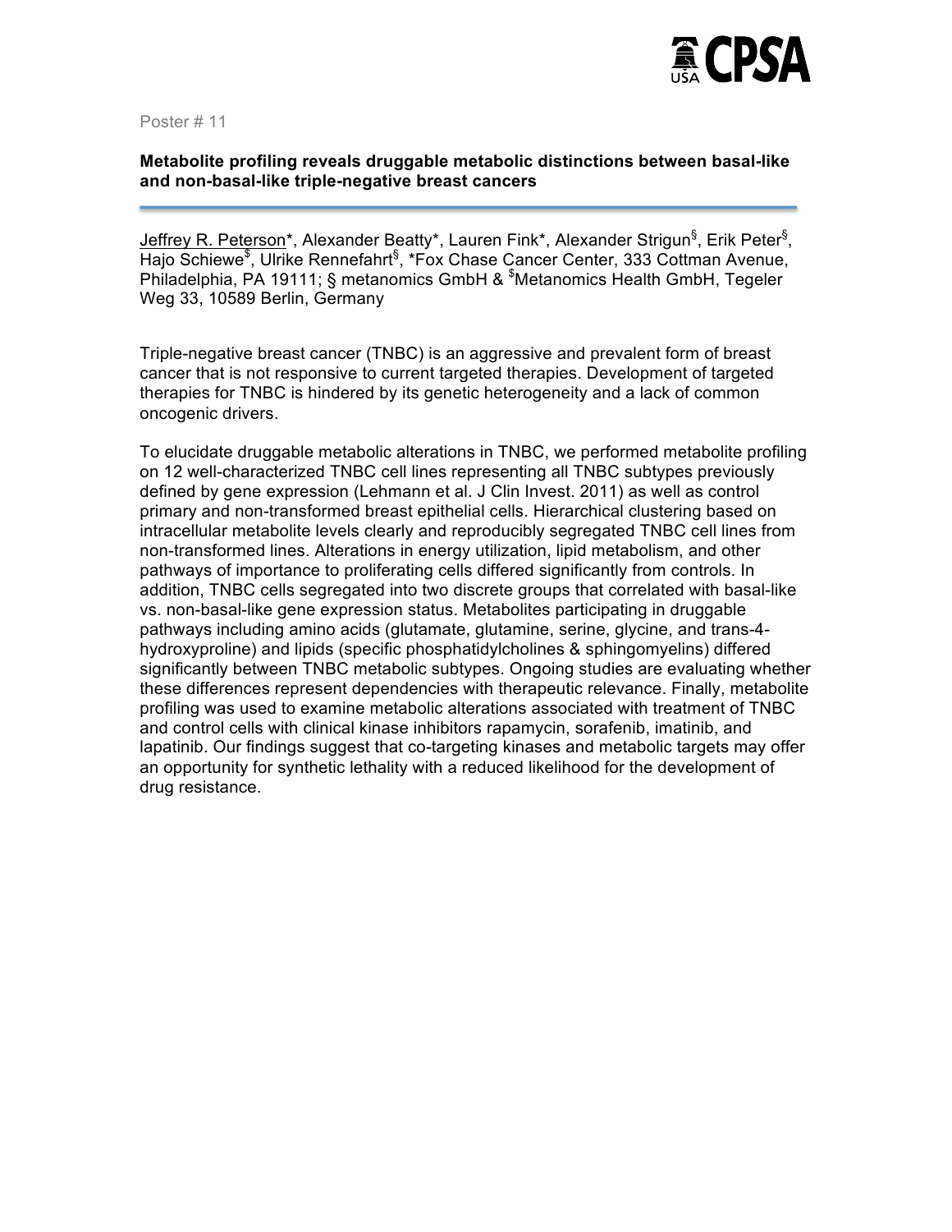Poster # 11

**Metabolite profiling reveals druggable metabolic distinctions between basal-like and non-basal-like triple-negative breast cancers**

Jeffrey R. Peterson*, Alexander Beatty*, Lauren Fink*, Alexander Strigun[§], Erik Peter[§], Hajo Schiewe[$], Ulrike Rennefahrt[§], *Fox Chase Cancer Center, 333 Cottman Avenue, Philadelphia, PA 19111; § metanomics GmbH & [$]Metanomics Health GmbH, Tegeler Weg 33, 10589 Berlin, Germany

Triple-negative breast cancer (TNBC) is an aggressive and prevalent form of breast cancer that is not responsive to current targeted therapies. Development of targeted therapies for TNBC is hindered by its genetic heterogeneity and a lack of common oncogenic drivers.

To elucidate druggable metabolic alterations in TNBC, we performed metabolite profiling on 12 well-characterized TNBC cell lines representing all TNBC subtypes previously defined by gene expression (Lehmann et al. J Clin Invest. 2011) as well as control primary and non-transformed breast epithelial cells. Hierarchical clustering based on intracellular metabolite levels clearly and reproducibly segregated TNBC cell lines from non-transformed lines. Alterations in energy utilization, lipid metabolism, and other pathways of importance to proliferating cells differed significantly from controls. In addition, TNBC cells segregated into two discrete groups that correlated with basal-like vs. non-basal-like gene expression status. Metabolites participating in druggable pathways including amino acids (glutamate, glutamine, serine, glycine, and trans-4-hydroxyproline) and lipids (specific phosphatidylcholines & sphingomyelins) differed significantly between TNBC metabolic subtypes. Ongoing studies are evaluating whether these differences represent dependencies with therapeutic relevance. Finally, metabolite profiling was used to examine metabolic alterations associated with treatment of TNBC and control cells with clinical kinase inhibitors rapamycin, sorafenib, imatinib, and lapatinib. Our findings suggest that co-targeting kinases and metabolic targets may offer an opportunity for synthetic lethality with a reduced likelihood for the development of drug resistance.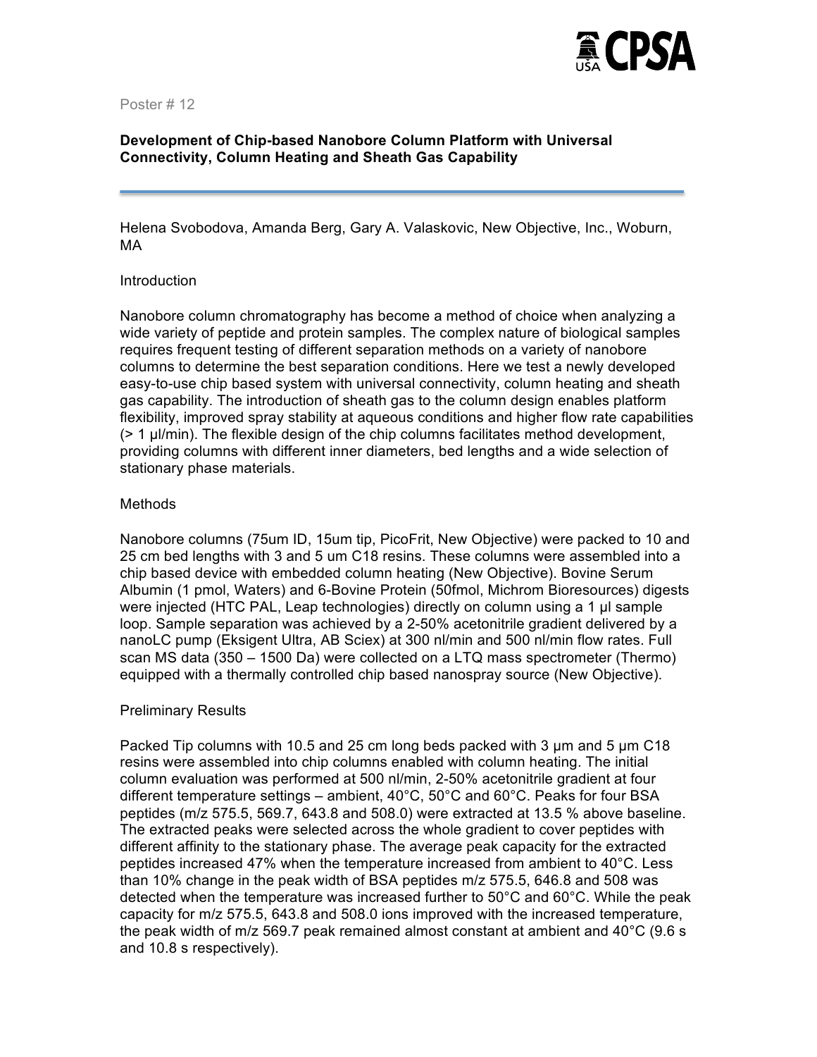Poster # 12

**Development of Chip-based Nanobore Column Platform with Universal Connectivity, Column Heating and Sheath Gas Capability**

Helena Svobodova, Amanda Berg, Gary A. Valaskovic, New Objective, Inc., Woburn, MA

## Introduction

Nanobore column chromatography has become a method of choice when analyzing a wide variety of peptide and protein samples. The complex nature of biological samples requires frequent testing of different separation methods on a variety of nanobore columns to determine the best separation conditions. Here we test a newly developed easy-to-use chip based system with universal connectivity, column heating and sheath gas capability. The introduction of sheath gas to the column design enables platform flexibility, improved spray stability at aqueous conditions and higher flow rate capabilities (> 1 µl/min). The flexible design of the chip columns facilitates method development, providing columns with different inner diameters, bed lengths and a wide selection of stationary phase materials.

## Methods

Nanobore columns (75um ID, 15um tip, PicoFrit, New Objective) were packed to 10 and 25 cm bed lengths with 3 and 5 um C18 resins. These columns were assembled into a chip based device with embedded column heating (New Objective). Bovine Serum Albumin (1 pmol, Waters) and 6-Bovine Protein (50fmol, Michrom Bioresources) digests were injected (HTC PAL, Leap technologies) directly on column using a 1 µl sample loop. Sample separation was achieved by a 2-50% acetonitrile gradient delivered by a nanoLC pump (Eksigent Ultra, AB Sciex) at 300 nl/min and 500 nl/min flow rates. Full scan MS data (350 – 1500 Da) were collected on a LTQ mass spectrometer (Thermo) equipped with a thermally controlled chip based nanospray source (New Objective).

## Preliminary Results

Packed Tip columns with 10.5 and 25 cm long beds packed with 3 µm and 5 µm C18 resins were assembled into chip columns enabled with column heating. The initial column evaluation was performed at 500 nl/min, 2-50% acetonitrile gradient at four different temperature settings – ambient, 40°C, 50°C and 60°C. Peaks for four BSA peptides (m/z 575.5, 569.7, 643.8 and 508.0) were extracted at 13.5 % above baseline. The extracted peaks were selected across the whole gradient to cover peptides with different affinity to the stationary phase. The average peak capacity for the extracted peptides increased 47% when the temperature increased from ambient to 40°C. Less than 10% change in the peak width of BSA peptides m/z 575.5, 646.8 and 508 was detected when the temperature was increased further to 50°C and 60°C. While the peak capacity for m/z 575.5, 643.8 and 508.0 ions improved with the increased temperature, the peak width of m/z 569.7 peak remained almost constant at ambient and 40°C (9.6 s and 10.8 s respectively).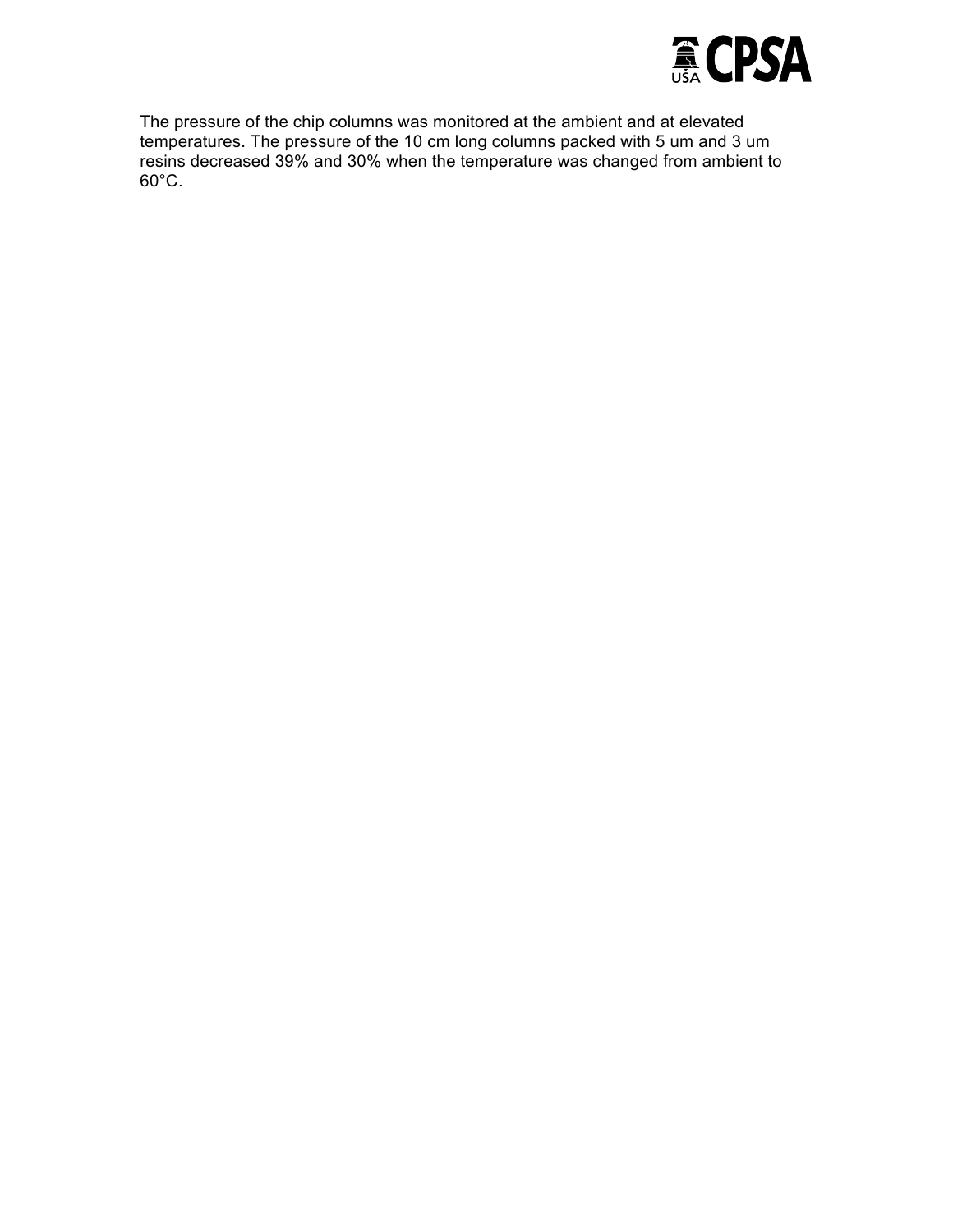The pressure of the chip columns was monitored at the ambient and at elevated temperatures. The pressure of the 10 cm long columns packed with 5 um and 3 um resins decreased 39% and 30% when the temperature was changed from ambient to 60°C.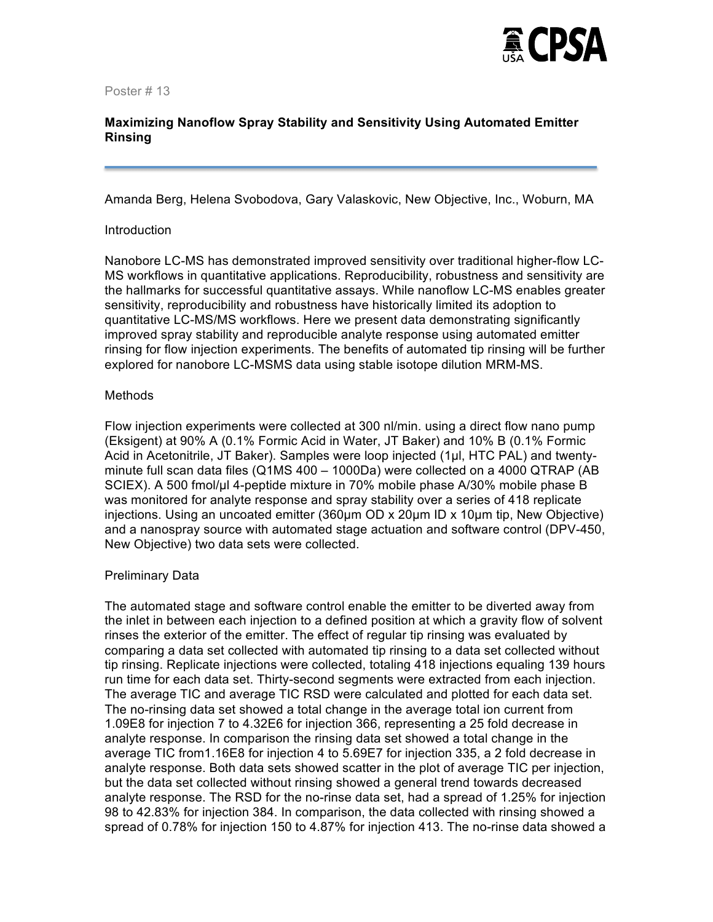Poster # 13

## Maximizing Nanoflow Spray Stability and Sensitivity Using Automated Emitter Rinsing

Amanda Berg, Helena Svobodova, Gary Valaskovic, New Objective, Inc., Woburn, MA

### Introduction

Nanobore LC-MS has demonstrated improved sensitivity over traditional higher-flow LC-MS workflows in quantitative applications. Reproducibility, robustness and sensitivity are the hallmarks for successful quantitative assays. While nanoflow LC-MS enables greater sensitivity, reproducibility and robustness have historically limited its adoption to quantitative LC-MS/MS workflows. Here we present data demonstrating significantly improved spray stability and reproducible analyte response using automated emitter rinsing for flow injection experiments. The benefits of automated tip rinsing will be further explored for nanobore LC-MSMS data using stable isotope dilution MRM-MS.

### Methods

Flow injection experiments were collected at 300 nl/min. using a direct flow nano pump (Eksigent) at 90% A (0.1% Formic Acid in Water, JT Baker) and 10% B (0.1% Formic Acid in Acetonitrile, JT Baker). Samples were loop injected (1µl, HTC PAL) and twenty-minute full scan data files (Q1MS 400 – 1000Da) were collected on a 4000 QTRAP (AB SCIEX). A 500 fmol/µl 4-peptide mixture in 70% mobile phase A/30% mobile phase B was monitored for analyte response and spray stability over a series of 418 replicate injections. Using an uncoated emitter (360µm OD x 20µm ID x 10µm tip, New Objective) and a nanospray source with automated stage actuation and software control (DPV-450, New Objective) two data sets were collected.

### Preliminary Data

The automated stage and software control enable the emitter to be diverted away from the inlet in between each injection to a defined position at which a gravity flow of solvent rinses the exterior of the emitter. The effect of regular tip rinsing was evaluated by comparing a data set collected with automated tip rinsing to a data set collected without tip rinsing. Replicate injections were collected, totaling 418 injections equaling 139 hours run time for each data set. Thirty-second segments were extracted from each injection. The average TIC and average TIC RSD were calculated and plotted for each data set. The no-rinsing data set showed a total change in the average total ion current from 1.09E8 for injection 7 to 4.32E6 for injection 366, representing a 25 fold decrease in analyte response. In comparison the rinsing data set showed a total change in the average TIC from1.16E8 for injection 4 to 5.69E7 for injection 335, a 2 fold decrease in analyte response. Both data sets showed scatter in the plot of average TIC per injection, but the data set collected without rinsing showed a general trend towards decreased analyte response. The RSD for the no-rinse data set, had a spread of 1.25% for injection 98 to 42.83% for injection 384. In comparison, the data collected with rinsing showed a spread of 0.78% for injection 150 to 4.87% for injection 413. The no-rinse data showed a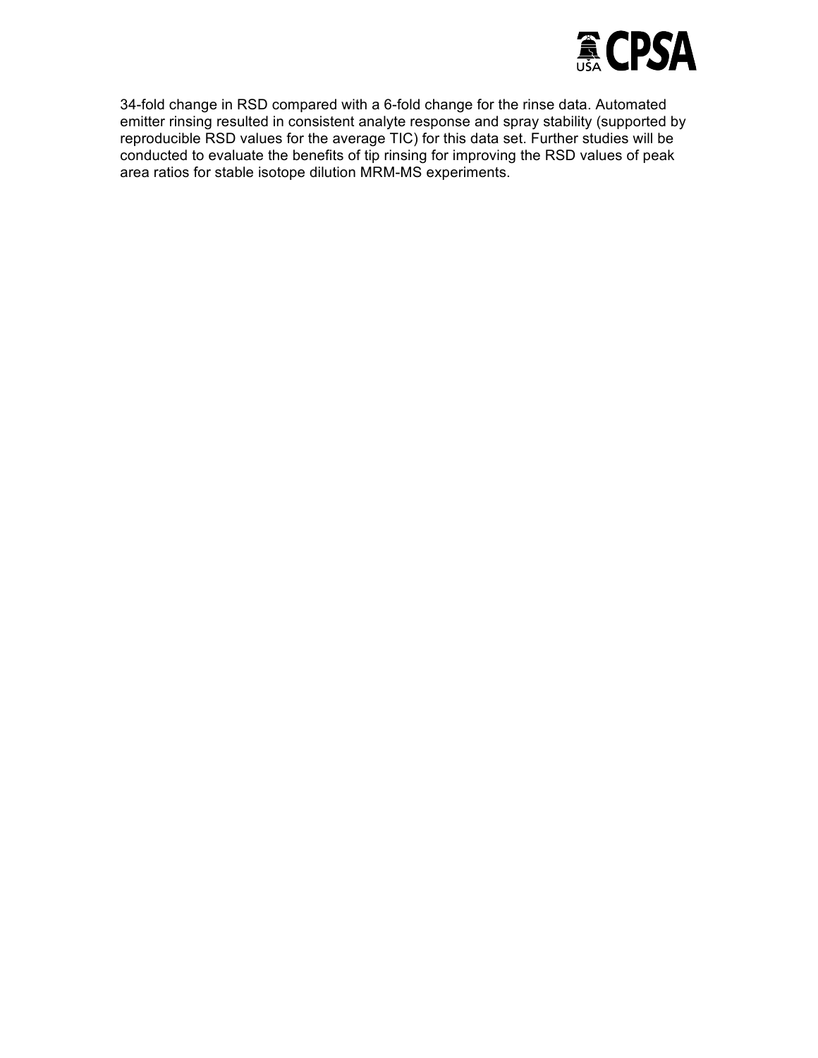34-fold change in RSD compared with a 6-fold change for the rinse data. Automated emitter rinsing resulted in consistent analyte response and spray stability (supported by reproducible RSD values for the average TIC) for this data set. Further studies will be conducted to evaluate the benefits of tip rinsing for improving the RSD values of peak area ratios for stable isotope dilution MRM-MS experiments.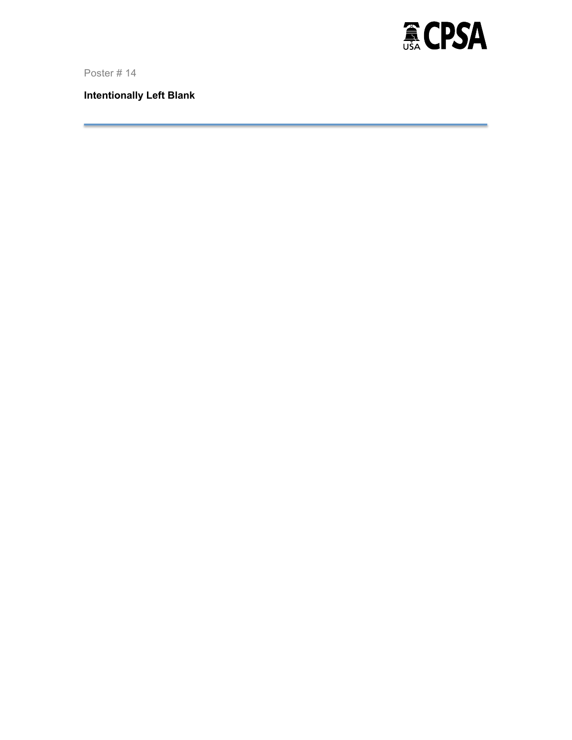Poster # 14

**Intentionally Left Blank**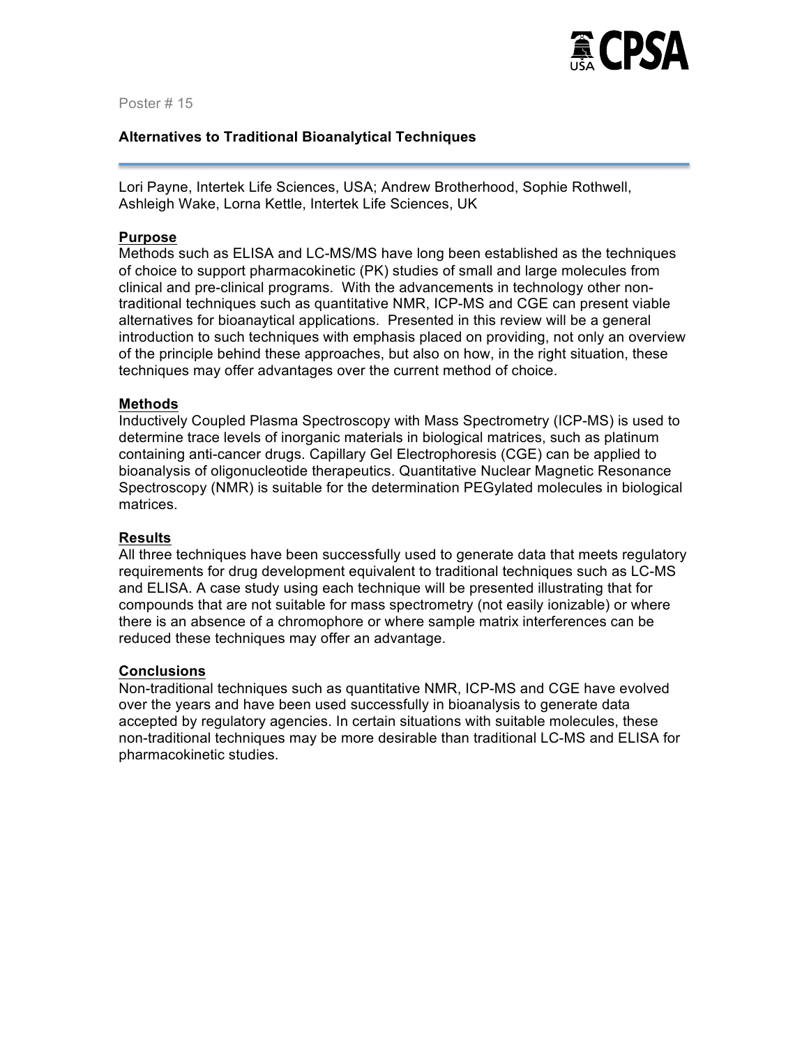Poster # 15

**Alternatives to Traditional Bioanalytical Techniques**

Lori Payne, Intertek Life Sciences, USA; Andrew Brotherhood, Sophie Rothwell, Ashleigh Wake, Lorna Kettle, Intertek Life Sciences, UK

## Purpose

Methods such as ELISA and LC-MS/MS have long been established as the techniques of choice to support pharmacokinetic (PK) studies of small and large molecules from clinical and pre-clinical programs. With the advancements in technology other non-traditional techniques such as quantitative NMR, ICP-MS and CGE can present viable alternatives for bioanaytical applications. Presented in this review will be a general introduction to such techniques with emphasis placed on providing, not only an overview of the principle behind these approaches, but also on how, in the right situation, these techniques may offer advantages over the current method of choice.

## Methods

Inductively Coupled Plasma Spectroscopy with Mass Spectrometry (ICP-MS) is used to determine trace levels of inorganic materials in biological matrices, such as platinum containing anti-cancer drugs. Capillary Gel Electrophoresis (CGE) can be applied to bioanalysis of oligonucleotide therapeutics. Quantitative Nuclear Magnetic Resonance Spectroscopy (NMR) is suitable for the determination PEGylated molecules in biological matrices.

## Results

All three techniques have been successfully used to generate data that meets regulatory requirements for drug development equivalent to traditional techniques such as LC-MS and ELISA. A case study using each technique will be presented illustrating that for compounds that are not suitable for mass spectrometry (not easily ionizable) or where there is an absence of a chromophore or where sample matrix interferences can be reduced these techniques may offer an advantage.

## Conclusions

Non-traditional techniques such as quantitative NMR, ICP-MS and CGE have evolved over the years and have been used successfully in bioanalysis to generate data accepted by regulatory agencies. In certain situations with suitable molecules, these non-traditional techniques may be more desirable than traditional LC-MS and ELISA for pharmacokinetic studies.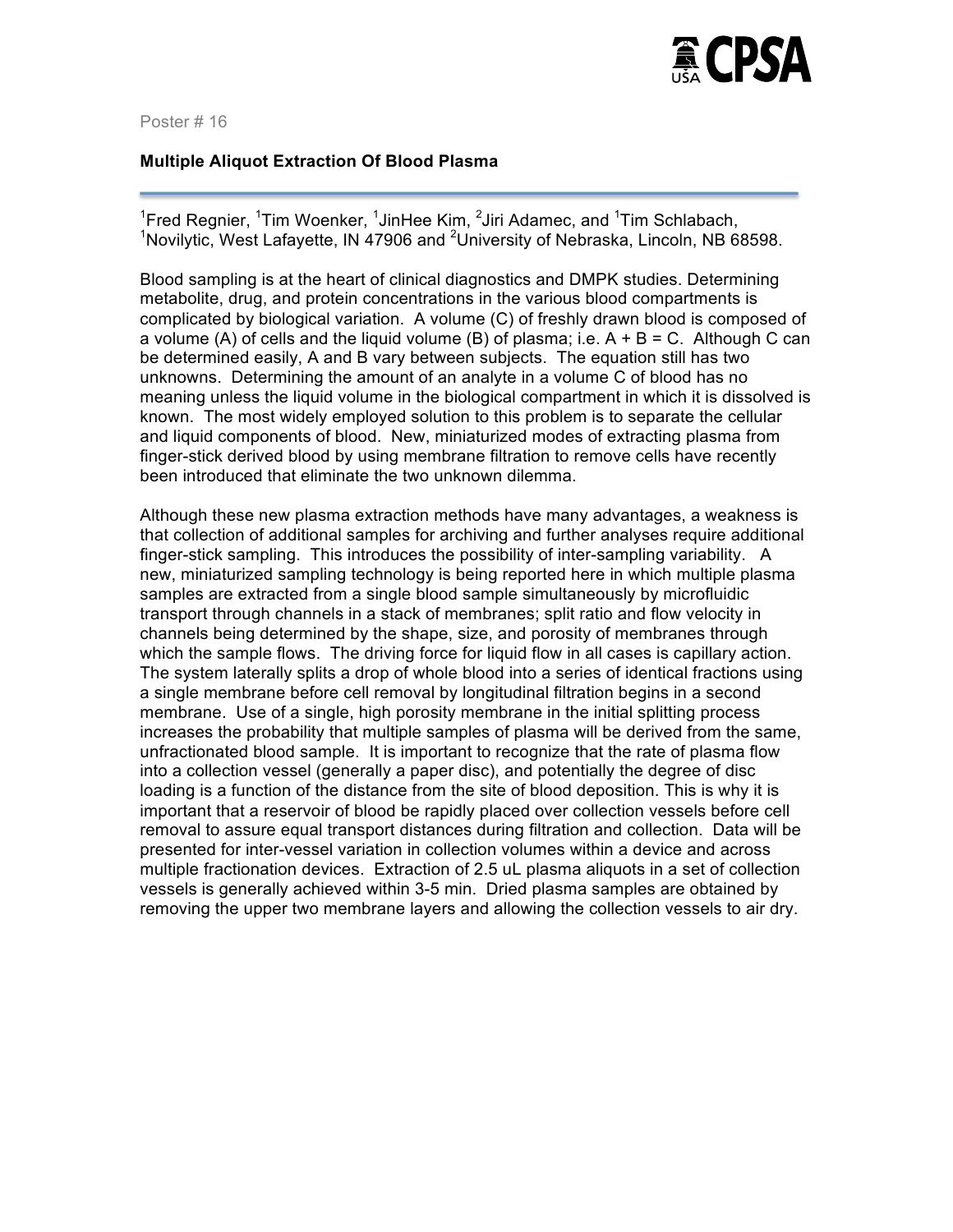Poster # 16

**Multiple Aliquot Extraction Of Blood Plasma**

[1]Fred Regnier, [1]Tim Woenker, [1]JinHee Kim, [2]Jiri Adamec, and [1]Tim Schlabach, [1]Novilytic, West Lafayette, IN 47906 and [2]University of Nebraska, Lincoln, NB 68598.

Blood sampling is at the heart of clinical diagnostics and DMPK studies. Determining metabolite, drug, and protein concentrations in the various blood compartments is complicated by biological variation. A volume (C) of freshly drawn blood is composed of a volume (A) of cells and the liquid volume (B) of plasma; i.e. A + B = C. Although C can be determined easily, A and B vary between subjects. The equation still has two unknowns. Determining the amount of an analyte in a volume C of blood has no meaning unless the liquid volume in the biological compartment in which it is dissolved is known. The most widely employed solution to this problem is to separate the cellular and liquid components of blood. New, miniaturized modes of extracting plasma from finger-stick derived blood by using membrane filtration to remove cells have recently been introduced that eliminate the two unknown dilemma.

Although these new plasma extraction methods have many advantages, a weakness is that collection of additional samples for archiving and further analyses require additional finger-stick sampling. This introduces the possibility of inter-sampling variability. A new, miniaturized sampling technology is being reported here in which multiple plasma samples are extracted from a single blood sample simultaneously by microfluidic transport through channels in a stack of membranes; split ratio and flow velocity in channels being determined by the shape, size, and porosity of membranes through which the sample flows. The driving force for liquid flow in all cases is capillary action. The system laterally splits a drop of whole blood into a series of identical fractions using a single membrane before cell removal by longitudinal filtration begins in a second membrane. Use of a single, high porosity membrane in the initial splitting process increases the probability that multiple samples of plasma will be derived from the same, unfractionated blood sample. It is important to recognize that the rate of plasma flow into a collection vessel (generally a paper disc), and potentially the degree of disc loading is a function of the distance from the site of blood deposition. This is why it is important that a reservoir of blood be rapidly placed over collection vessels before cell removal to assure equal transport distances during filtration and collection. Data will be presented for inter-vessel variation in collection volumes within a device and across multiple fractionation devices. Extraction of 2.5 uL plasma aliquots in a set of collection vessels is generally achieved within 3-5 min. Dried plasma samples are obtained by removing the upper two membrane layers and allowing the collection vessels to air dry.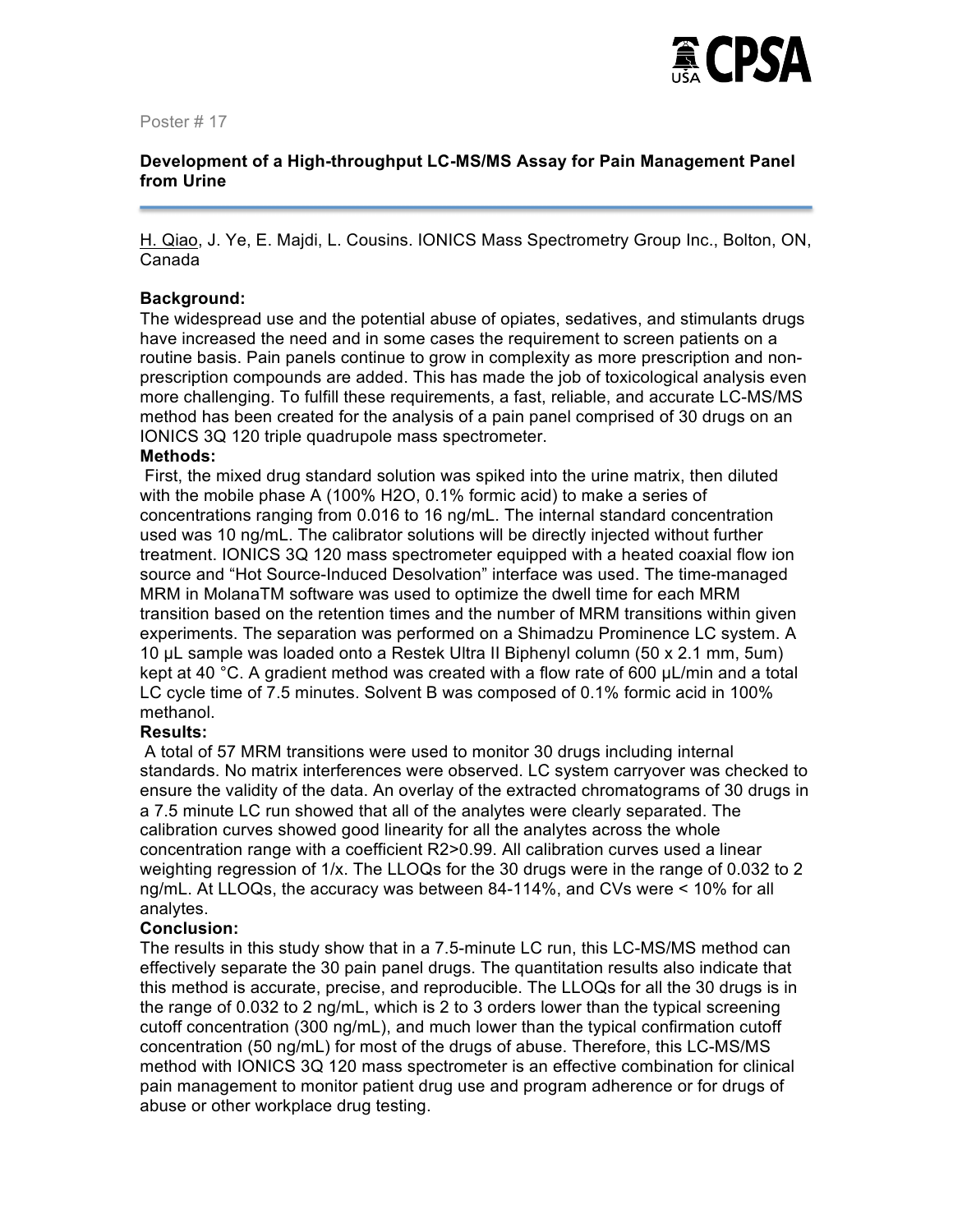Poster # 17

## Development of a High-throughput LC-MS/MS Assay for Pain Management Panel from Urine

H. Qiao, J. Ye, E. Majdi, L. Cousins. IONICS Mass Spectrometry Group Inc., Bolton, ON, Canada

**Background:**

The widespread use and the potential abuse of opiates, sedatives, and stimulants drugs have increased the need and in some cases the requirement to screen patients on a routine basis. Pain panels continue to grow in complexity as more prescription and non-prescription compounds are added. This has made the job of toxicological analysis even more challenging. To fulfill these requirements, a fast, reliable, and accurate LC-MS/MS method has been created for the analysis of a pain panel comprised of 30 drugs on an IONICS 3Q 120 triple quadrupole mass spectrometer.

**Methods:**

First, the mixed drug standard solution was spiked into the urine matrix, then diluted with the mobile phase A (100% $H_2O$, 0.1% formic acid) to make a series of concentrations ranging from 0.016 to 16 ng/mL. The internal standard concentration used was 10 ng/mL. The calibrator solutions will be directly injected without further treatment. IONICS 3Q 120 mass spectrometer equipped with a heated coaxial flow ion source and "Hot Source-Induced Desolvation" interface was used. The time-managed MRM in MolanaTM software was used to optimize the dwell time for each MRM transition based on the retention times and the number of MRM transitions within given experiments. The separation was performed on a Shimadzu Prominence LC system. A 10 µL sample was loaded onto a Restek Ultra II Biphenyl column (50 x 2.1 mm, 5um) kept at 40 °C. A gradient method was created with a flow rate of 600 µL/min and a total LC cycle time of 7.5 minutes. Solvent B was composed of 0.1% formic acid in 100% methanol.

**Results:**

A total of 57 MRM transitions were used to monitor 30 drugs including internal standards. No matrix interferences were observed. LC system carryover was checked to ensure the validity of the data. An overlay of the extracted chromatograms of 30 drugs in a 7.5 minute LC run showed that all of the analytes were clearly separated. The calibration curves showed good linearity for all the analytes across the whole concentration range with a coefficient $R^2>0.99$. All calibration curves used a linear weighting regression of 1/x. The LLOQs for the 30 drugs were in the range of 0.032 to 2 ng/mL. At LLOQs, the accuracy was between 84-114%, and CVs were < 10% for all analytes.

**Conclusion:**

The results in this study show that in a 7.5-minute LC run, this LC-MS/MS method can effectively separate the 30 pain panel drugs. The quantitation results also indicate that this method is accurate, precise, and reproducible. The LLOQs for all the 30 drugs is in the range of 0.032 to 2 ng/mL, which is 2 to 3 orders lower than the typical screening cutoff concentration (300 ng/mL), and much lower than the typical confirmation cutoff concentration (50 ng/mL) for most of the drugs of abuse. Therefore, this LC-MS/MS method with IONICS 3Q 120 mass spectrometer is an effective combination for clinical pain management to monitor patient drug use and program adherence or for drugs of abuse or other workplace drug testing.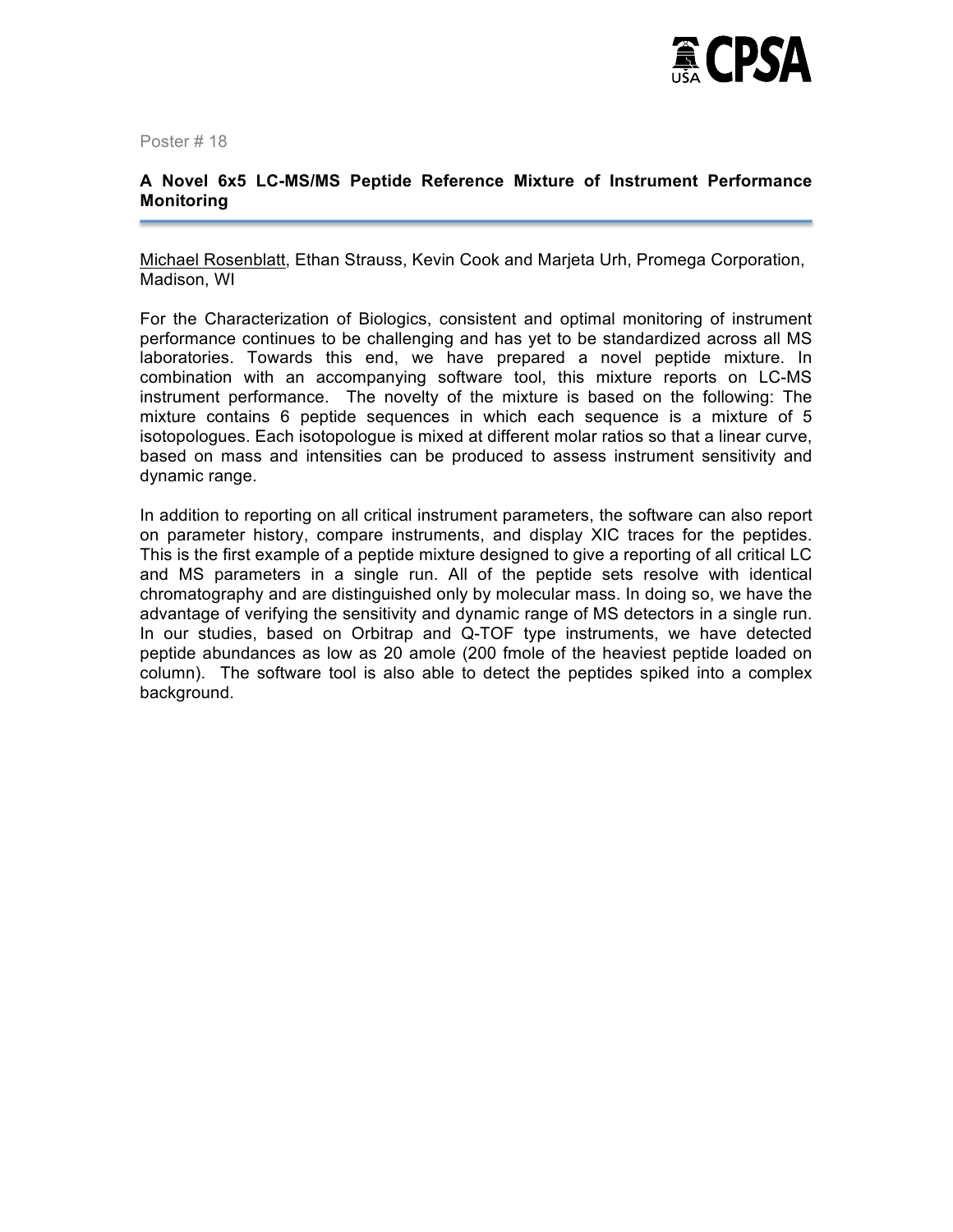Poster # 18

**A Novel 6x5 LC-MS/MS Peptide Reference Mixture of Instrument Performance Monitoring**

Michael Rosenblatt, Ethan Strauss, Kevin Cook and Marjeta Urh, Promega Corporation, Madison, WI

For the Characterization of Biologics, consistent and optimal monitoring of instrument performance continues to be challenging and has yet to be standardized across all MS laboratories. Towards this end, we have prepared a novel peptide mixture. In combination with an accompanying software tool, this mixture reports on LC-MS instrument performance. The novelty of the mixture is based on the following: The mixture contains 6 peptide sequences in which each sequence is a mixture of 5 isotopologues. Each isotopologue is mixed at different molar ratios so that a linear curve, based on mass and intensities can be produced to assess instrument sensitivity and dynamic range.

In addition to reporting on all critical instrument parameters, the software can also report on parameter history, compare instruments, and display XIC traces for the peptides. This is the first example of a peptide mixture designed to give a reporting of all critical LC and MS parameters in a single run. All of the peptide sets resolve with identical chromatography and are distinguished only by molecular mass. In doing so, we have the advantage of verifying the sensitivity and dynamic range of MS detectors in a single run. In our studies, based on Orbitrap and Q-TOF type instruments, we have detected peptide abundances as low as 20 amole (200 fmole of the heaviest peptide loaded on column). The software tool is also able to detect the peptides spiked into a complex background.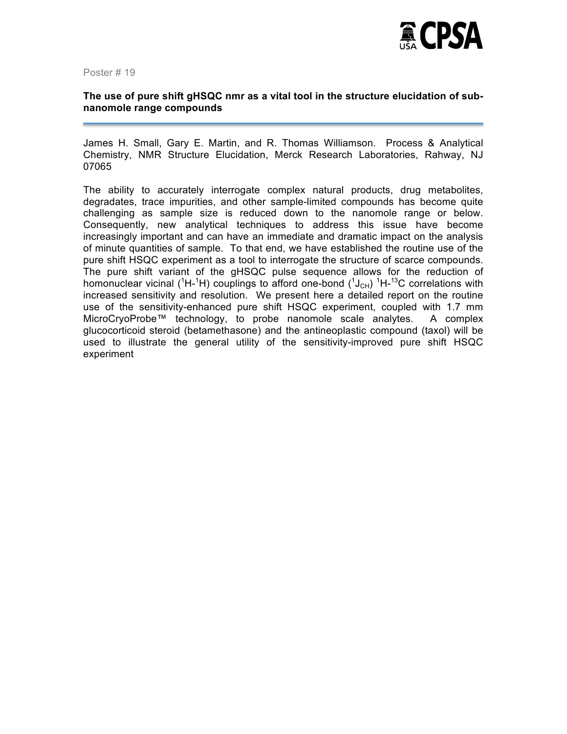Poster # 19

**The use of pure shift gHSQC nmr as a vital tool in the structure elucidation of sub-nanomole range compounds**

---

James H. Small, Gary E. Martin, and R. Thomas Williamson. Process & Analytical Chemistry, NMR Structure Elucidation, Merck Research Laboratories, Rahway, NJ 07065

The ability to accurately interrogate complex natural products, drug metabolites, degradates, trace impurities, and other sample-limited compounds has become quite challenging as sample size is reduced down to the nanomole range or below. Consequently, new analytical techniques to address this issue have become increasingly important and can have an immediate and dramatic impact on the analysis of minute quantities of sample. To that end, we have established the routine use of the pure shift HSQC experiment as a tool to interrogate the structure of scarce compounds. The pure shift variant of the gHSQC pulse sequence allows for the reduction of homonuclear vicinal ($^1$H-$^1$H) couplings to afford one-bond ($^1J_{CH}$) $^1$H-$^{13}$C correlations with increased sensitivity and resolution. We present here a detailed report on the routine use of the sensitivity-enhanced pure shift HSQC experiment, coupled with 1.7 mm MicroCryoProbe™ technology, to probe nanomole scale analytes. A complex glucocorticoid steroid (betamethasone) and the antineoplastic compound (taxol) will be used to illustrate the general utility of the sensitivity-improved pure shift HSQC experiment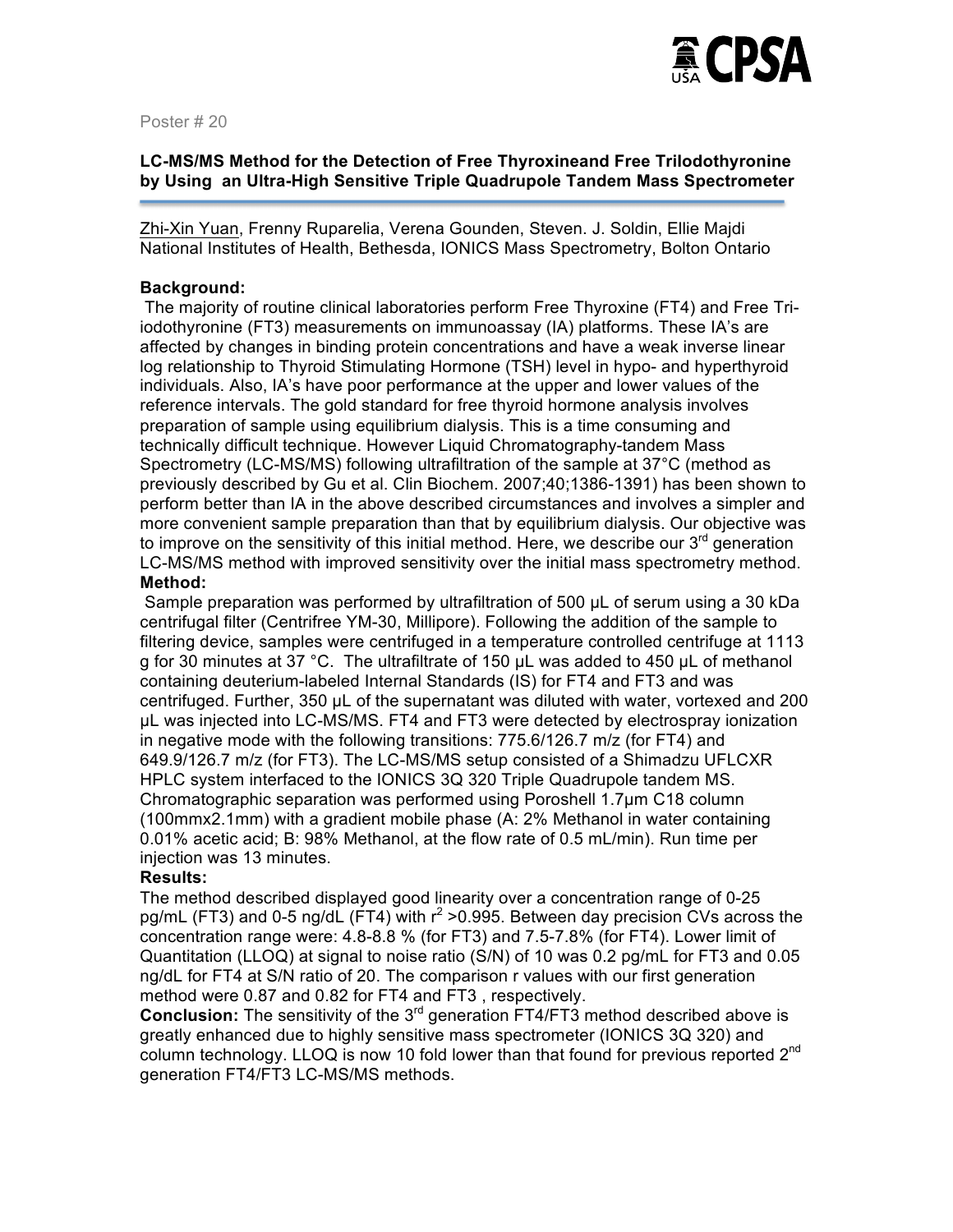Poster # 20

## LC-MS/MS Method for the Detection of Free Thyroxineand Free TrIodothyronine by Using an Ultra-High Sensitive Triple Quadrupole Tandem Mass Spectrometer

Zhi-Xin Yuan, Frenny Ruparelia, Verena Gounden, Steven. J. Soldin, Ellie Majdi
National Institutes of Health, Bethesda, IONICS Mass Spectrometry, Bolton Ontario

**Background:**

The majority of routine clinical laboratories perform Free Thyroxine (FT4) and Free Tri-iodothyronine (FT3) measurements on immunoassay (IA) platforms. These IA's are affected by changes in binding protein concentrations and have a weak inverse linear log relationship to Thyroid Stimulating Hormone (TSH) level in hypo- and hyperthyroid individuals. Also, IA's have poor performance at the upper and lower values of the reference intervals. The gold standard for free thyroid hormone analysis involves preparation of sample using equilibrium dialysis. This is a time consuming and technically difficult technique. However Liquid Chromatography-tandem Mass Spectrometry (LC-MS/MS) following ultrafiltration of the sample at 37°C (method as previously described by Gu et al. Clin Biochem. 2007;40;1386-1391) has been shown to perform better than IA in the above described circumstances and involves a simpler and more convenient sample preparation than that by equilibrium dialysis. Our objective was to improve on the sensitivity of this initial method. Here, we describe our 3rd generation LC-MS/MS method with improved sensitivity over the initial mass spectrometry method.

**Method:**

Sample preparation was performed by ultrafiltration of 500 µL of serum using a 30 kDa centrifugal filter (Centrifree YM-30, Millipore). Following the addition of the sample to filtering device, samples were centrifuged in a temperature controlled centrifuge at 1113 g for 30 minutes at 37 °C. The ultrafiltrate of 150 µL was added to 450 µL of methanol containing deuterium-labeled Internal Standards (IS) for FT4 and FT3 and was centrifuged. Further, 350 µL of the supernatant was diluted with water, vortexed and 200 µL was injected into LC-MS/MS. FT4 and FT3 were detected by electrospray ionization in negative mode with the following transitions: 775.6/126.7 m/z (for FT4) and 649.9/126.7 m/z (for FT3). The LC-MS/MS setup consisted of a Shimadzu UFLCXR HPLC system interfaced to the IONICS 3Q 320 Triple Quadrupole tandem MS. Chromatographic separation was performed using Poroshell 1.7µm C18 column (100mmx2.1mm) with a gradient mobile phase (A: 2% Methanol in water containing 0.01% acetic acid; B: 98% Methanol, at the flow rate of 0.5 mL/min). Run time per injection was 13 minutes.

**Results:**

The method described displayed good linearity over a concentration range of 0-25 pg/mL (FT3) and 0-5 ng/dL (FT4) with $r^2$ >0.995. Between day precision CVs across the concentration range were: 4.8-8.8 % (for FT3) and 7.5-7.8% (for FT4). Lower limit of Quantitation (LLOQ) at signal to noise ratio (S/N) of 10 was 0.2 pg/mL for FT3 and 0.05 ng/dL for FT4 at S/N ratio of 20. The comparison r values with our first generation method were 0.87 and 0.82 for FT4 and FT3 , respectively.

**Conclusion:** The sensitivity of the 3rd generation FT4/FT3 method described above is greatly enhanced due to highly sensitive mass spectrometer (IONICS 3Q 320) and column technology. LLOQ is now 10 fold lower than that found for previous reported 2nd generation FT4/FT3 LC-MS/MS methods.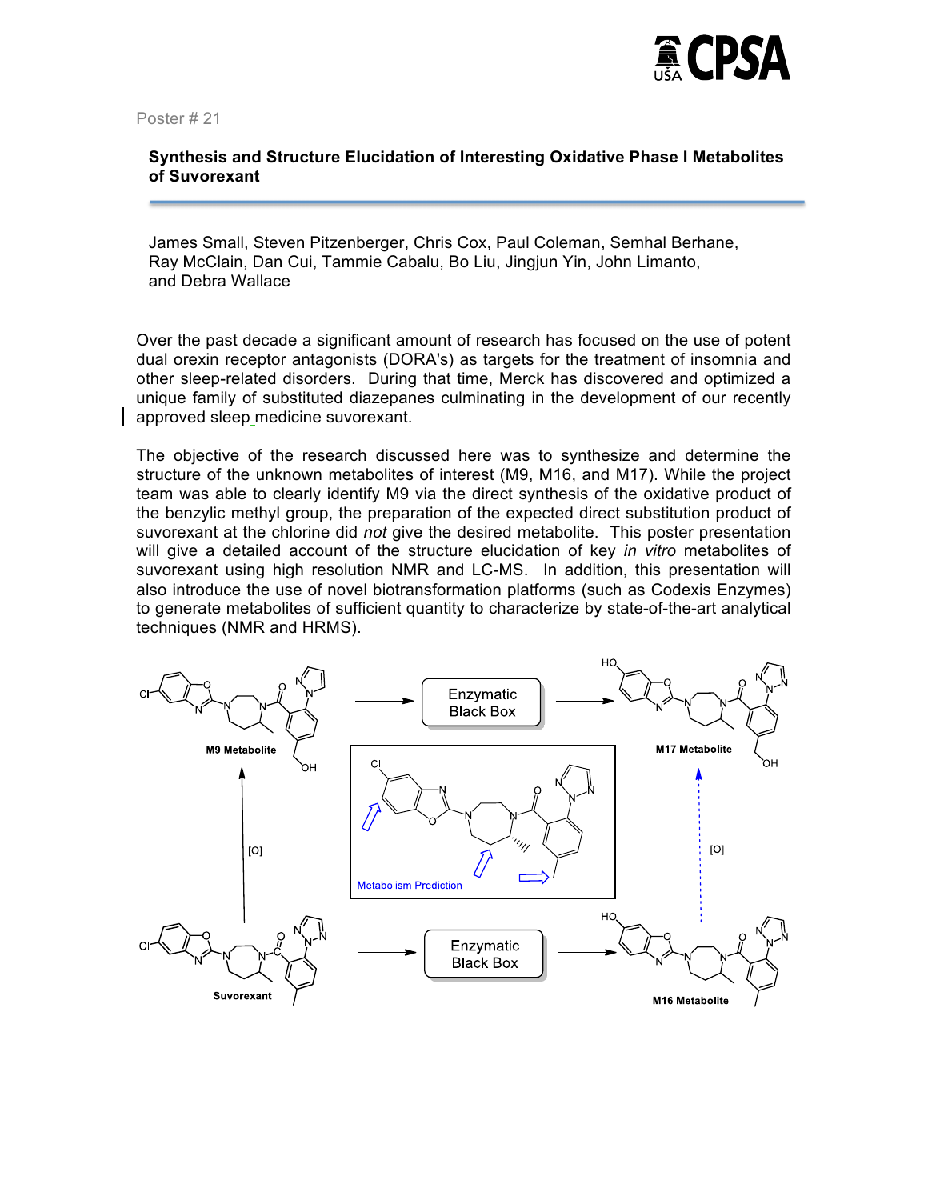Poster # 21

## Synthesis and Structure Elucidation of Interesting Oxidative Phase I Metabolites of Suvorexant

James Small, Steven Pitzenberger, Chris Cox, Paul Coleman, Semhal Berhane, Ray McClain, Dan Cui, Tammie Cabalu, Bo Liu, Jingjun Yin, John Limanto, and Debra Wallace

Over the past decade a significant amount of research has focused on the use of potent dual orexin receptor antagonists (DORA's) as targets for the treatment of insomnia and other sleep-related disorders. During that time, Merck has discovered and optimized a unique family of substituted diazepanes culminating in the development of our recently approved sleep medicine suvorexant.

The objective of the research discussed here was to synthesize and determine the structure of the unknown metabolites of interest (M9, M16, and M17). While the project team was able to clearly identify M9 via the direct synthesis of the oxidative product of the benzylic methyl group, the preparation of the expected direct substitution product of suvorexant at the chlorine did *not* give the desired metabolite. This poster presentation will give a detailed account of the structure elucidation of key *in vitro* metabolites of suvorexant using high resolution NMR and LC-MS. In addition, this presentation will also introduce the use of novel biotransformation platforms (such as Codexis Enzymes) to generate metabolites of sufficient quantity to characterize by state-of-the-art analytical techniques (NMR and HRMS).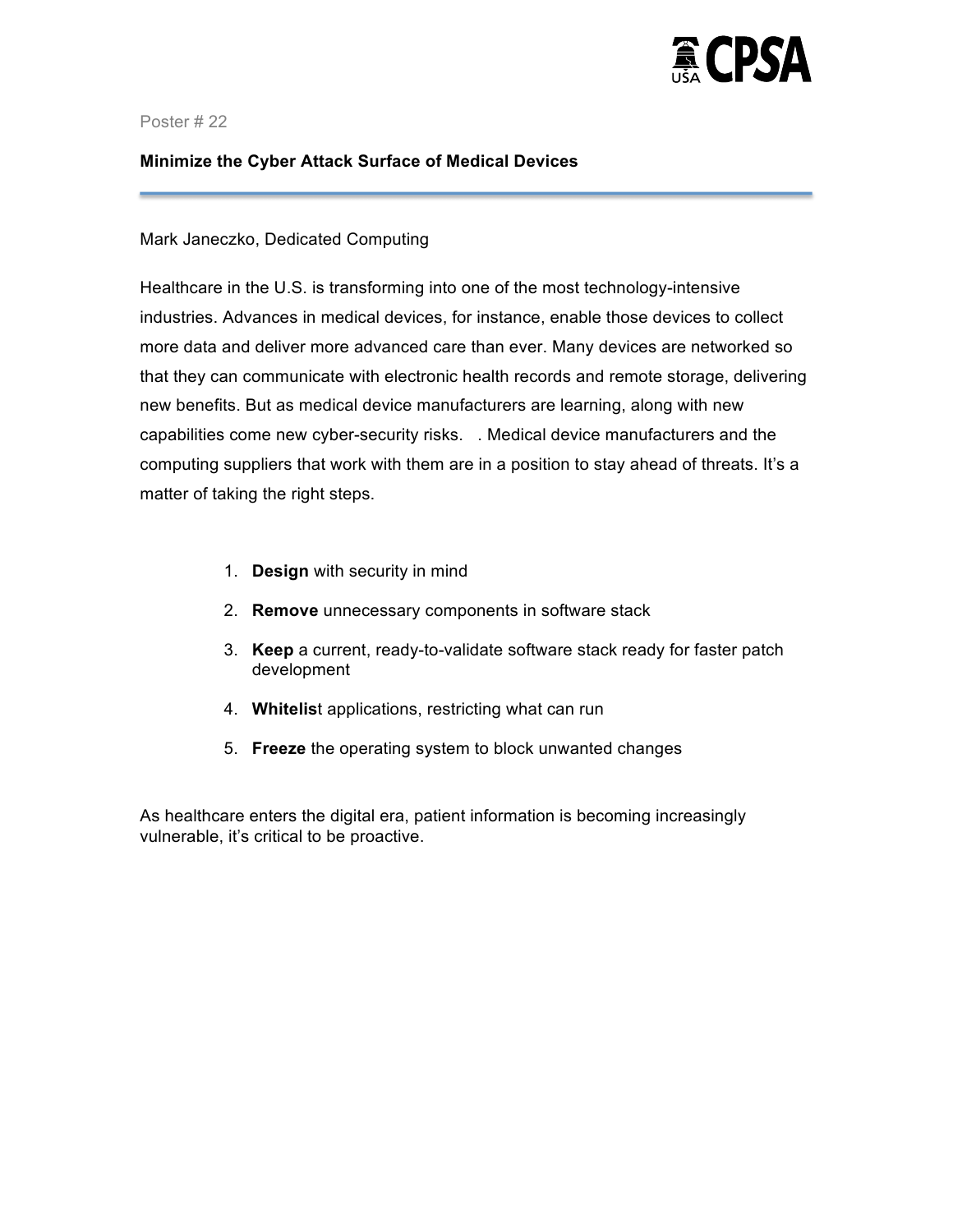Poster # 22

**Minimize the Cyber Attack Surface of Medical Devices**

---

Mark Janeczko, Dedicated Computing

Healthcare in the U.S. is transforming into one of the most technology-intensive industries. Advances in medical devices, for instance, enable those devices to collect more data and deliver more advanced care than ever. Many devices are networked so that they can communicate with electronic health records and remote storage, delivering new benefits. But as medical device manufacturers are learning, along with new capabilities come new cyber-security risks.   . Medical device manufacturers and the computing suppliers that work with them are in a position to stay ahead of threats. It's a matter of taking the right steps.

1. **Design** with security in mind
2. **Remove** unnecessary components in software stack
3. **Keep** a current, ready-to-validate software stack ready for faster patch development
4. **Whitelis**t applications, restricting what can run
5. **Freeze** the operating system to block unwanted changes

As healthcare enters the digital era, patient information is becoming increasingly vulnerable, it's critical to be proactive.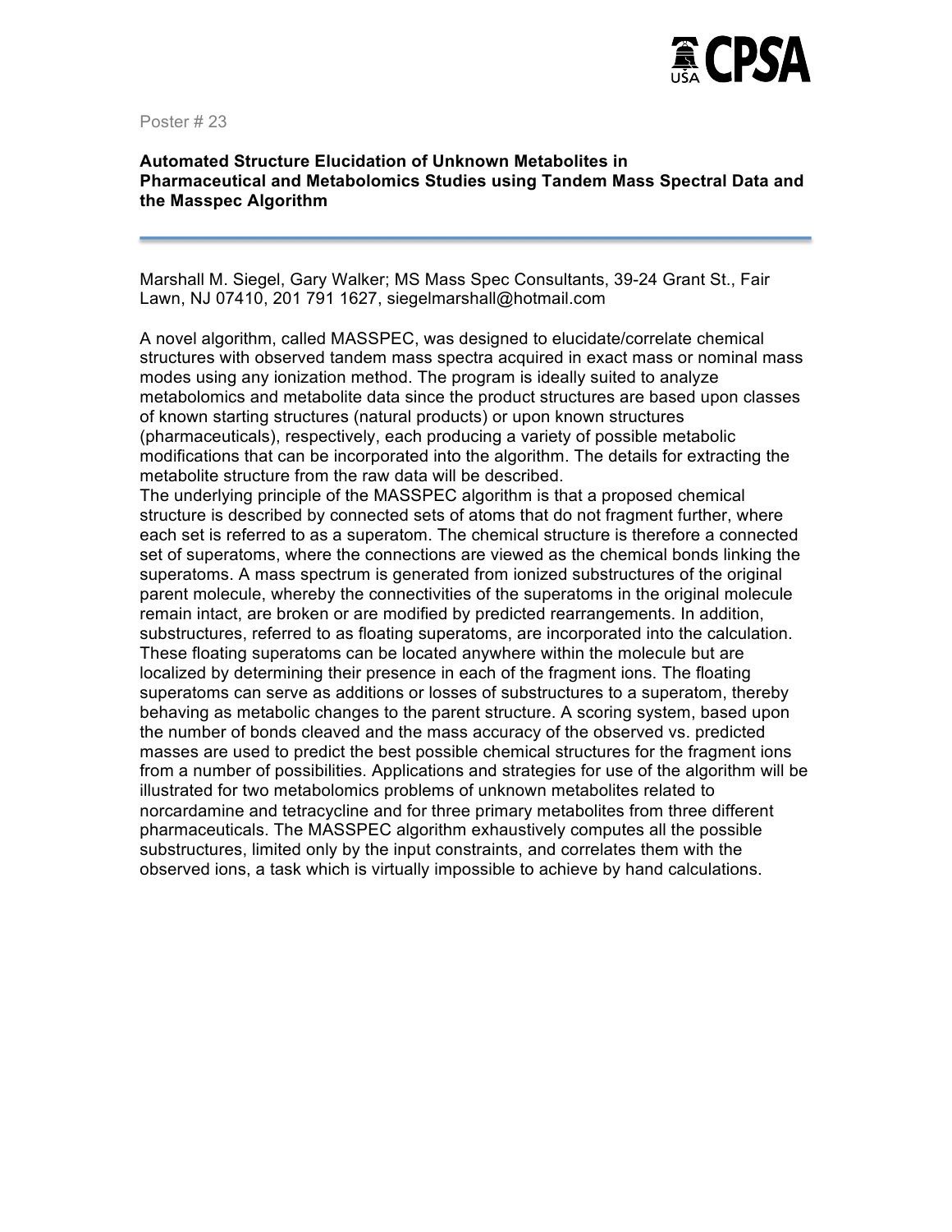Poster # 23

**Automated Structure Elucidation of Unknown Metabolites in Pharmaceutical and Metabolomics Studies using Tandem Mass Spectral Data and the Masspec Algorithm**

---

Marshall M. Siegel, Gary Walker; MS Mass Spec Consultants, 39-24 Grant St., Fair Lawn, NJ 07410, 201 791 1627, siegelmarshall@hotmail.com

A novel algorithm, called MASSPEC, was designed to elucidate/correlate chemical structures with observed tandem mass spectra acquired in exact mass or nominal mass modes using any ionization method. The program is ideally suited to analyze metabolomics and metabolite data since the product structures are based upon classes of known starting structures (natural products) or upon known structures (pharmaceuticals), respectively, each producing a variety of possible metabolic modifications that can be incorporated into the algorithm. The details for extracting the metabolite structure from the raw data will be described.
The underlying principle of the MASSPEC algorithm is that a proposed chemical structure is described by connected sets of atoms that do not fragment further, where each set is referred to as a superatom. The chemical structure is therefore a connected set of superatoms, where the connections are viewed as the chemical bonds linking the superatoms. A mass spectrum is generated from ionized substructures of the original parent molecule, whereby the connectivities of the superatoms in the original molecule remain intact, are broken or are modified by predicted rearrangements. In addition, substructures, referred to as floating superatoms, are incorporated into the calculation. These floating superatoms can be located anywhere within the molecule but are localized by determining their presence in each of the fragment ions. The floating superatoms can serve as additions or losses of substructures to a superatom, thereby behaving as metabolic changes to the parent structure. A scoring system, based upon the number of bonds cleaved and the mass accuracy of the observed vs. predicted masses are used to predict the best possible chemical structures for the fragment ions from a number of possibilities. Applications and strategies for use of the algorithm will be illustrated for two metabolomics problems of unknown metabolites related to norcardamine and tetracycline and for three primary metabolites from three different pharmaceuticals. The MASSPEC algorithm exhaustively computes all the possible substructures, limited only by the input constraints, and correlates them with the observed ions, a task which is virtually impossible to achieve by hand calculations.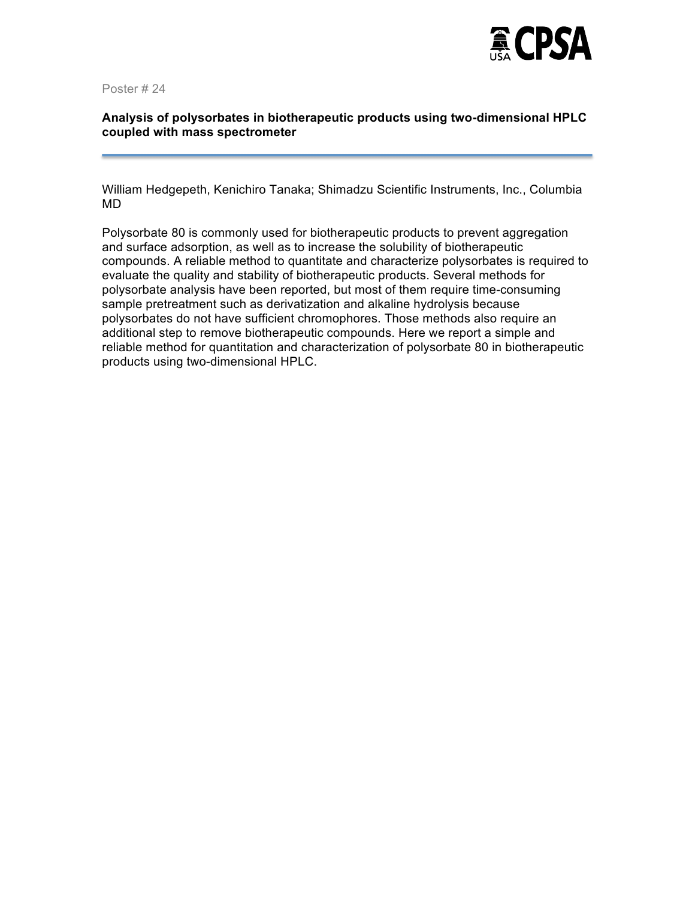Poster # 24

**Analysis of polysorbates in biotherapeutic products using two-dimensional HPLC coupled with mass spectrometer**

---

William Hedgepeth, Kenichiro Tanaka; Shimadzu Scientific Instruments, Inc., Columbia MD

Polysorbate 80 is commonly used for biotherapeutic products to prevent aggregation and surface adsorption, as well as to increase the solubility of biotherapeutic compounds. A reliable method to quantitate and characterize polysorbates is required to evaluate the quality and stability of biotherapeutic products. Several methods for polysorbate analysis have been reported, but most of them require time-consuming sample pretreatment such as derivatization and alkaline hydrolysis because polysorbates do not have sufficient chromophores. Those methods also require an additional step to remove biotherapeutic compounds. Here we report a simple and reliable method for quantitation and characterization of polysorbate 80 in biotherapeutic products using two-dimensional HPLC.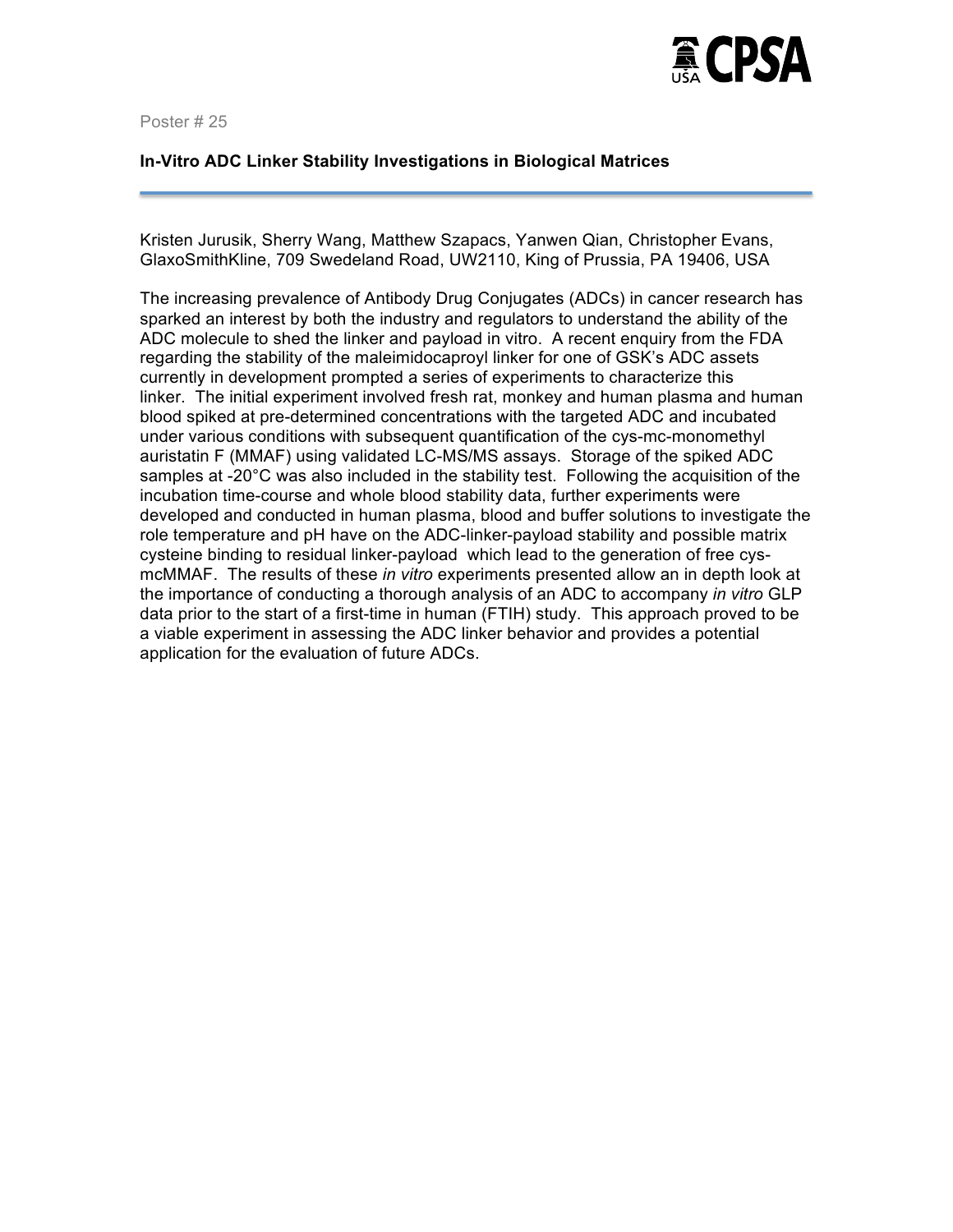Poster # 25

**In-Vitro ADC Linker Stability Investigations in Biological Matrices**

Kristen Jurusik, Sherry Wang, Matthew Szapacs, Yanwen Qian, Christopher Evans, GlaxoSmithKline, 709 Swedeland Road, UW2110, King of Prussia, PA 19406, USA

The increasing prevalence of Antibody Drug Conjugates (ADCs) in cancer research has sparked an interest by both the industry and regulators to understand the ability of the ADC molecule to shed the linker and payload in vitro. A recent enquiry from the FDA regarding the stability of the maleimidocaproyl linker for one of GSK's ADC assets currently in development prompted a series of experiments to characterize this linker. The initial experiment involved fresh rat, monkey and human plasma and human blood spiked at pre-determined concentrations with the targeted ADC and incubated under various conditions with subsequent quantification of the cys-mc-monomethyl auristatin F (MMAF) using validated LC-MS/MS assays. Storage of the spiked ADC samples at -20°C was also included in the stability test. Following the acquisition of the incubation time-course and whole blood stability data, further experiments were developed and conducted in human plasma, blood and buffer solutions to investigate the role temperature and pH have on the ADC-linker-payload stability and possible matrix cysteine binding to residual linker-payload which lead to the generation of free cys-mcMMAF. The results of these *in vitro* experiments presented allow an in depth look at the importance of conducting a thorough analysis of an ADC to accompany *in vitro* GLP data prior to the start of a first-time in human (FTIH) study. This approach proved to be a viable experiment in assessing the ADC linker behavior and provides a potential application for the evaluation of future ADCs.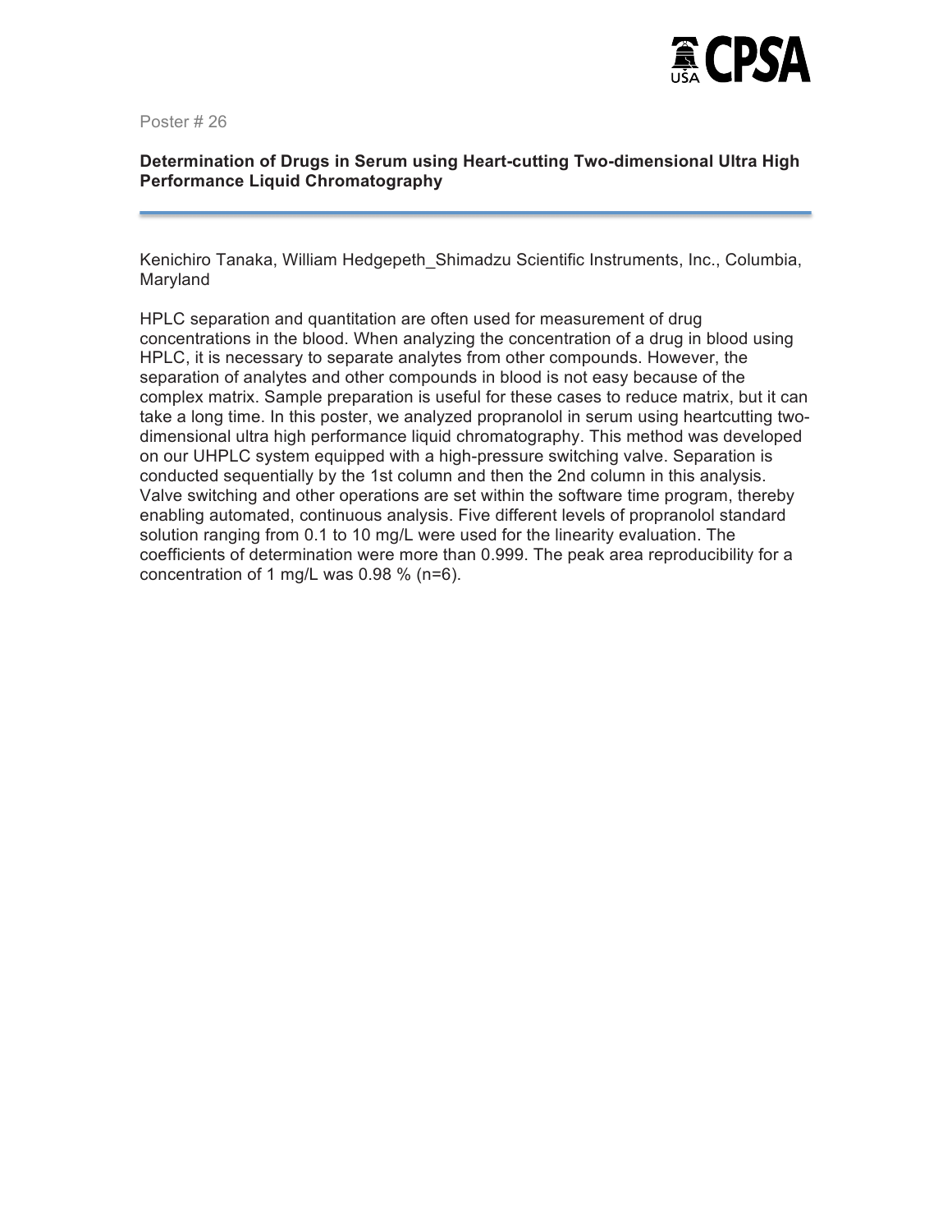Poster # 26

**Determination of Drugs in Serum using Heart-cutting Two-dimensional Ultra High Performance Liquid Chromatography**

Kenichiro Tanaka, William Hedgepeth_Shimadzu Scientific Instruments, Inc., Columbia, Maryland

HPLC separation and quantitation are often used for measurement of drug concentrations in the blood. When analyzing the concentration of a drug in blood using HPLC, it is necessary to separate analytes from other compounds. However, the separation of analytes and other compounds in blood is not easy because of the complex matrix. Sample preparation is useful for these cases to reduce matrix, but it can take a long time. In this poster, we analyzed propranolol in serum using heartcutting two-dimensional ultra high performance liquid chromatography. This method was developed on our UHPLC system equipped with a high-pressure switching valve. Separation is conducted sequentially by the 1st column and then the 2nd column in this analysis. Valve switching and other operations are set within the software time program, thereby enabling automated, continuous analysis. Five different levels of propranolol standard solution ranging from 0.1 to 10 mg/L were used for the linearity evaluation. The coefficients of determination were more than 0.999. The peak area reproducibility for a concentration of 1 mg/L was 0.98 % (n=6).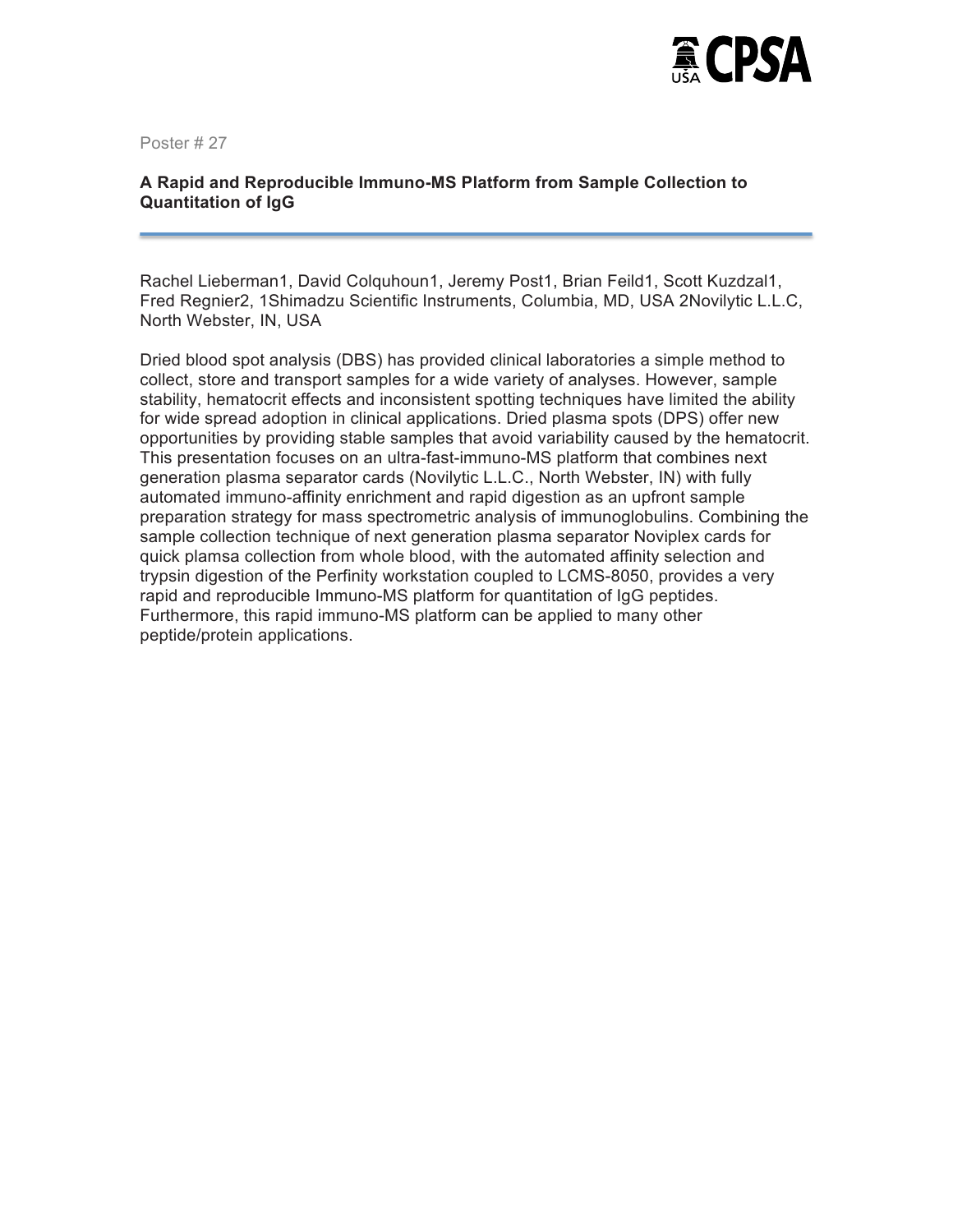Poster # 27

**A Rapid and Reproducible Immuno-MS Platform from Sample Collection to Quantitation of IgG**

Rachel Lieberman1, David Colquhoun1, Jeremy Post1, Brian Feild1, Scott Kuzdzal1, Fred Regnier2, 1Shimadzu Scientific Instruments, Columbia, MD, USA 2Novilytic L.L.C, North Webster, IN, USA

Dried blood spot analysis (DBS) has provided clinical laboratories a simple method to collect, store and transport samples for a wide variety of analyses. However, sample stability, hematocrit effects and inconsistent spotting techniques have limited the ability for wide spread adoption in clinical applications. Dried plasma spots (DPS) offer new opportunities by providing stable samples that avoid variability caused by the hematocrit. This presentation focuses on an ultra-fast-immuno-MS platform that combines next generation plasma separator cards (Novilytic L.L.C., North Webster, IN) with fully automated immuno-affinity enrichment and rapid digestion as an upfront sample preparation strategy for mass spectrometric analysis of immunoglobulins. Combining the sample collection technique of next generation plasma separator Noviplex cards for quick plamsa collection from whole blood, with the automated affinity selection and trypsin digestion of the Perfinity workstation coupled to LCMS-8050, provides a very rapid and reproducible Immuno-MS platform for quantitation of IgG peptides. Furthermore, this rapid immuno-MS platform can be applied to many other peptide/protein applications.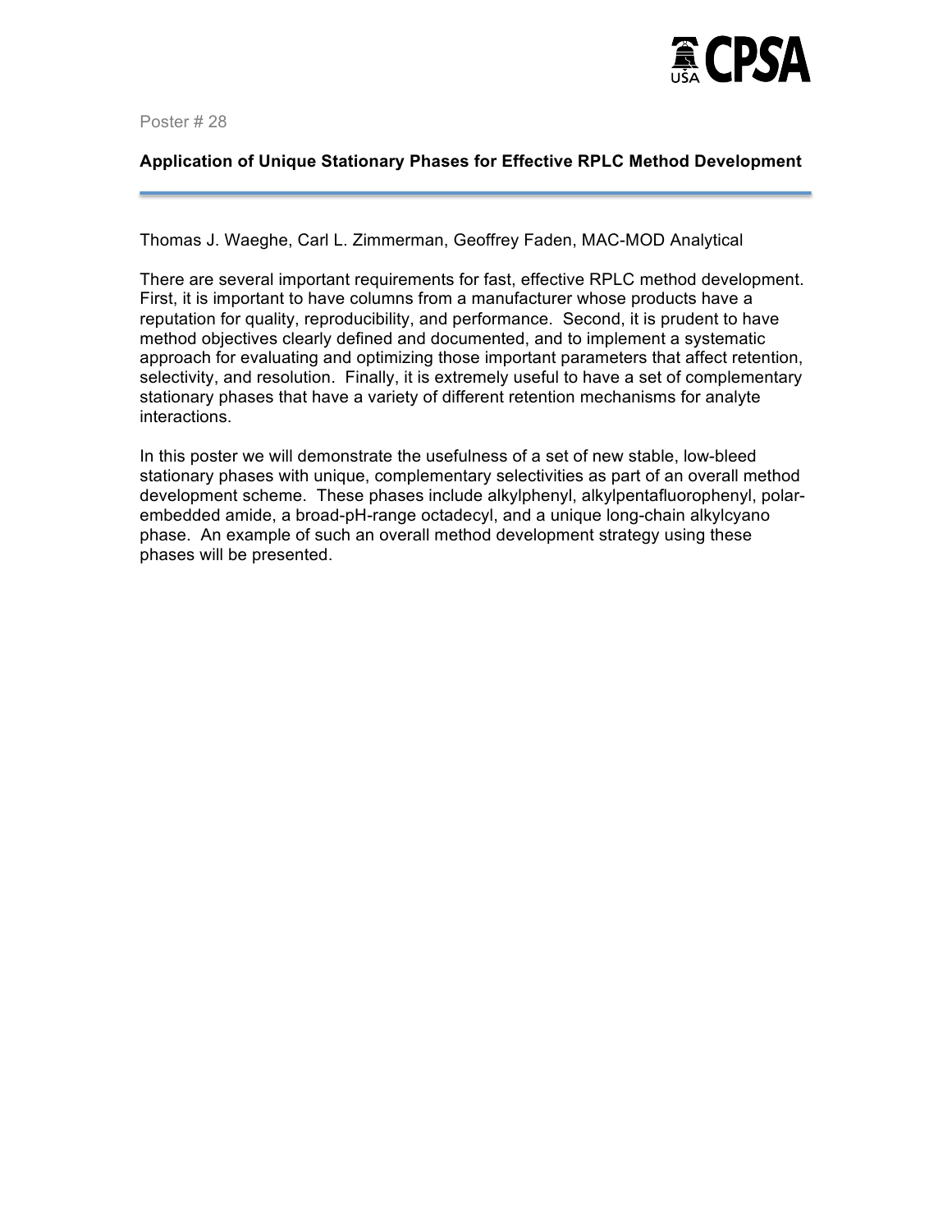Poster # 28

**Application of Unique Stationary Phases for Effective RPLC Method Development**

Thomas J. Waeghe, Carl L. Zimmerman, Geoffrey Faden, MAC-MOD Analytical

There are several important requirements for fast, effective RPLC method development. First, it is important to have columns from a manufacturer whose products have a reputation for quality, reproducibility, and performance. Second, it is prudent to have method objectives clearly defined and documented, and to implement a systematic approach for evaluating and optimizing those important parameters that affect retention, selectivity, and resolution. Finally, it is extremely useful to have a set of complementary stationary phases that have a variety of different retention mechanisms for analyte interactions.

In this poster we will demonstrate the usefulness of a set of new stable, low-bleed stationary phases with unique, complementary selectivities as part of an overall method development scheme. These phases include alkylphenyl, alkylpentafluorophenyl, polar-embedded amide, a broad-pH-range octadecyl, and a unique long-chain alkylcyano phase. An example of such an overall method development strategy using these phases will be presented.